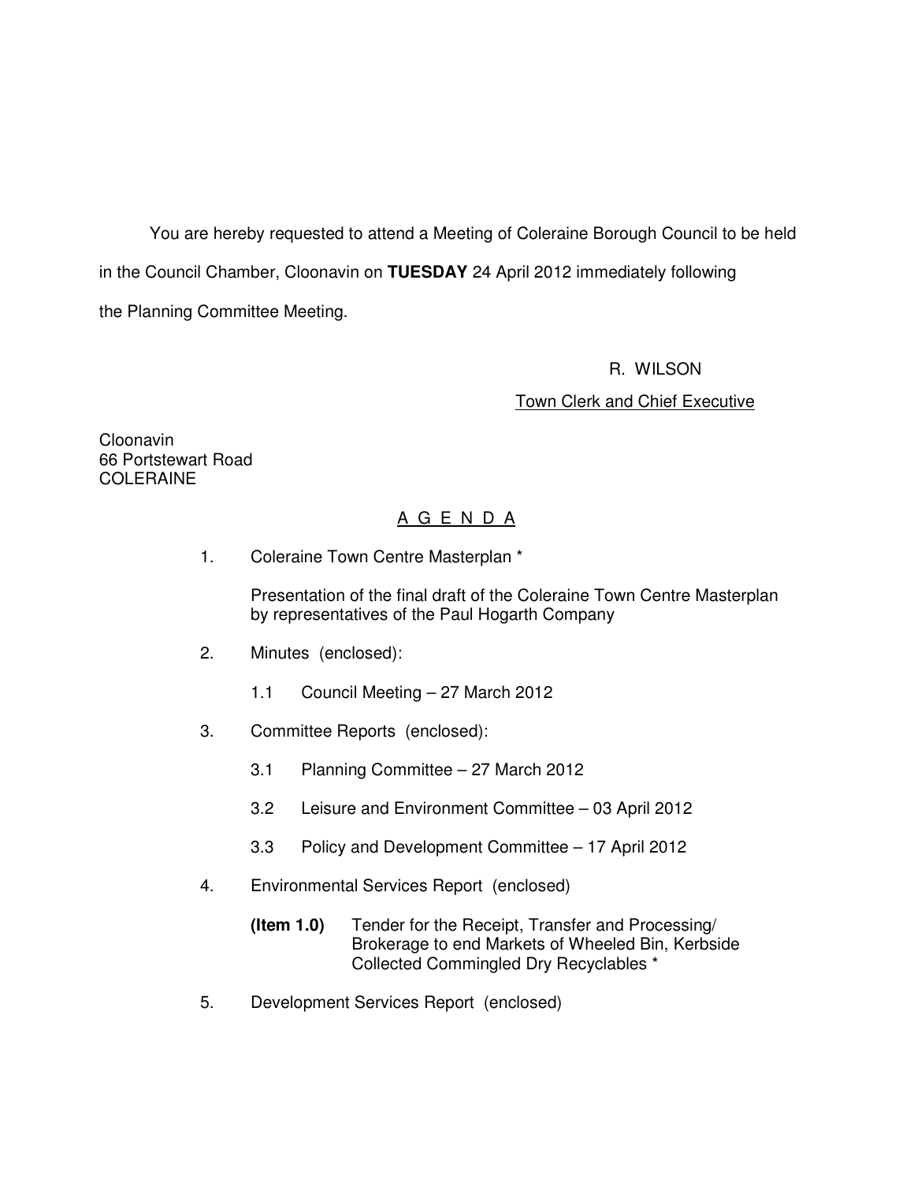You are hereby requested to attend a Meeting of Coleraine Borough Council to be held in the Council Chamber, Cloonavin on **TUESDAY** 24 April 2012 immediately following the Planning Committee Meeting.

R. WILSON

Town Clerk and Chief Executive

Cloonavin
66 Portstewart Road
COLERAINE

## A G E N D A

1. Coleraine Town Centre Masterplan *

   Presentation of the final draft of the Coleraine Town Centre Masterplan by representatives of the Paul Hogarth Company

2. Minutes (enclosed):

   1.1 Council Meeting – 27 March 2012

3. Committee Reports (enclosed):

   3.1 Planning Committee – 27 March 2012

   3.2 Leisure and Environment Committee – 03 April 2012

   3.3 Policy and Development Committee – 17 April 2012

4. Environmental Services Report (enclosed)

   **(Item 1.0)** Tender for the Receipt, Transfer and Processing/ Brokerage to end Markets of Wheeled Bin, Kerbside Collected Commingled Dry Recyclables *

5. Development Services Report (enclosed)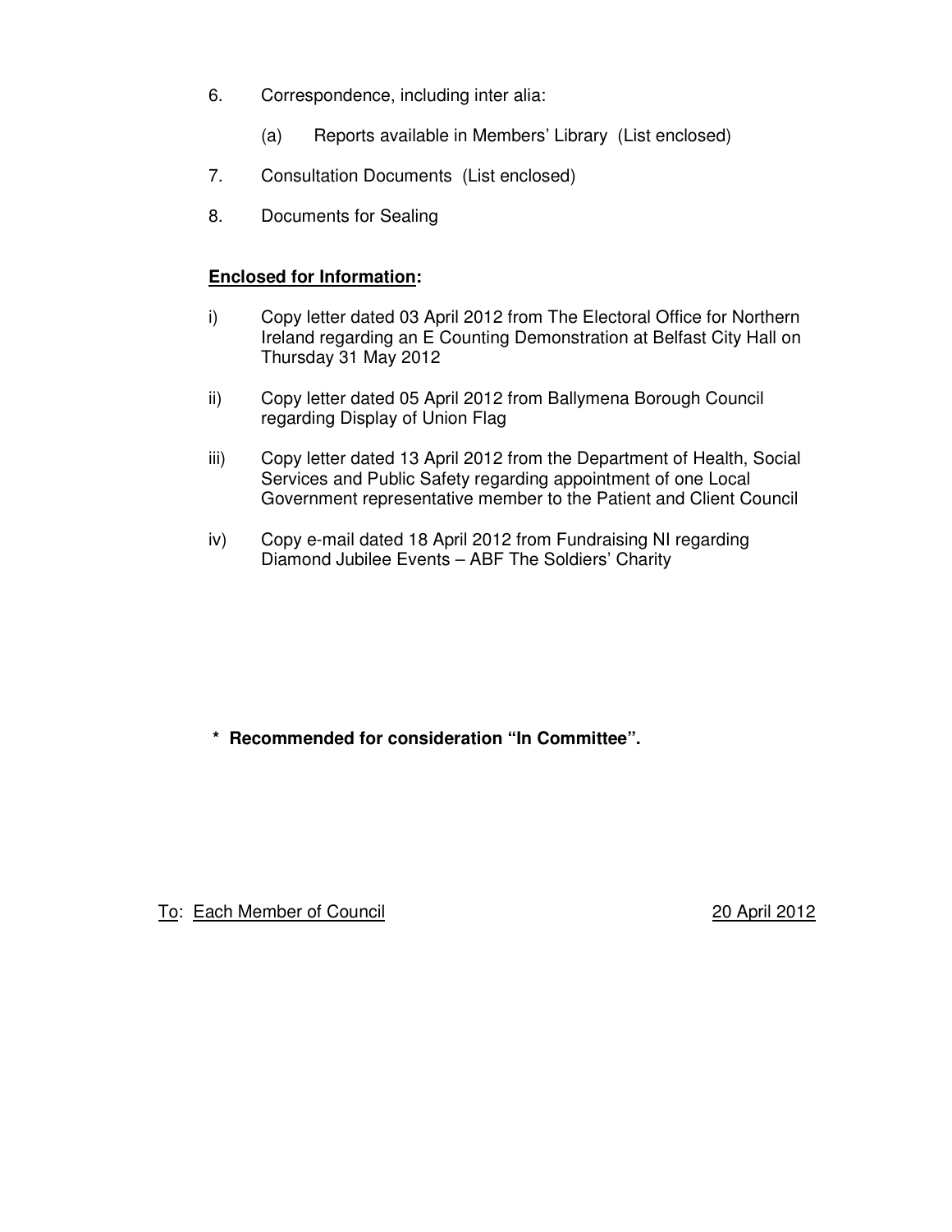6. Correspondence, including inter alia:

   (a) Reports available in Members' Library (List enclosed)

7. Consultation Documents (List enclosed)

8. Documents for Sealing

**<u>Enclosed for Information</u>:**

i) Copy letter dated 03 April 2012 from The Electoral Office for Northern Ireland regarding an E Counting Demonstration at Belfast City Hall on Thursday 31 May 2012

ii) Copy letter dated 05 April 2012 from Ballymena Borough Council regarding Display of Union Flag

iii) Copy letter dated 13 April 2012 from the Department of Health, Social Services and Public Safety regarding appointment of one Local Government representative member to the Patient and Client Council

iv) Copy e-mail dated 18 April 2012 from Fundraising NI regarding Diamond Jubilee Events – ABF The Soldiers' Charity

**\* Recommended for consideration "In Committee".**

<u>To</u>: <u>Each Member of Council</u> <u>20 April 2012</u>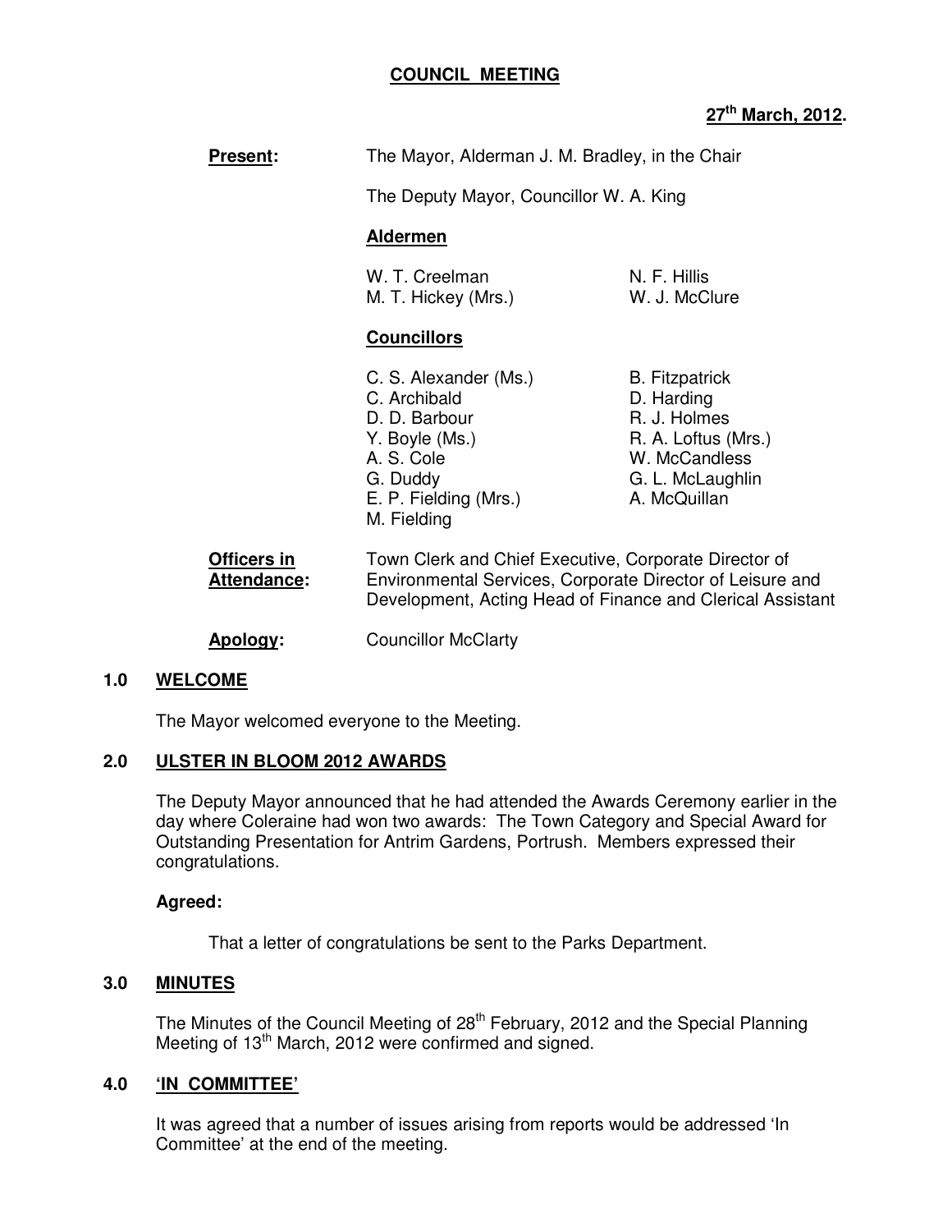**COUNCIL MEETING**

**27th March, 2012.**

**Present:** The Mayor, Alderman J. M. Bradley, in the Chair

The Deputy Mayor, Councillor W. A. King

**Aldermen**

W. T. Creelman
N. F. Hillis
M. T. Hickey (Mrs.)
W. J. McClure

**Councillors**

C. S. Alexander (Ms.)
C. Archibald
D. D. Barbour
Y. Boyle (Ms.)
A. S. Cole
G. Duddy
E. P. Fielding (Mrs.)
M. Fielding
B. Fitzpatrick
D. Harding
R. J. Holmes
R. A. Loftus (Mrs.)
W. McCandless
G. L. McLaughlin
A. McQuillan

**Officers in Attendance:** Town Clerk and Chief Executive, Corporate Director of Environmental Services, Corporate Director of Leisure and Development, Acting Head of Finance and Clerical Assistant

**Apology:** Councillor McClarty

## 1.0 WELCOME

The Mayor welcomed everyone to the Meeting.

## 2.0 ULSTER IN BLOOM 2012 AWARDS

The Deputy Mayor announced that he had attended the Awards Ceremony earlier in the day where Coleraine had won two awards: The Town Category and Special Award for Outstanding Presentation for Antrim Gardens, Portrush. Members expressed their congratulations.

**Agreed:**

That a letter of congratulations be sent to the Parks Department.

## 3.0 MINUTES

The Minutes of the Council Meeting of 28th February, 2012 and the Special Planning Meeting of 13th March, 2012 were confirmed and signed.

## 4.0 'IN COMMITTEE'

It was agreed that a number of issues arising from reports would be addressed 'In Committee' at the end of the meeting.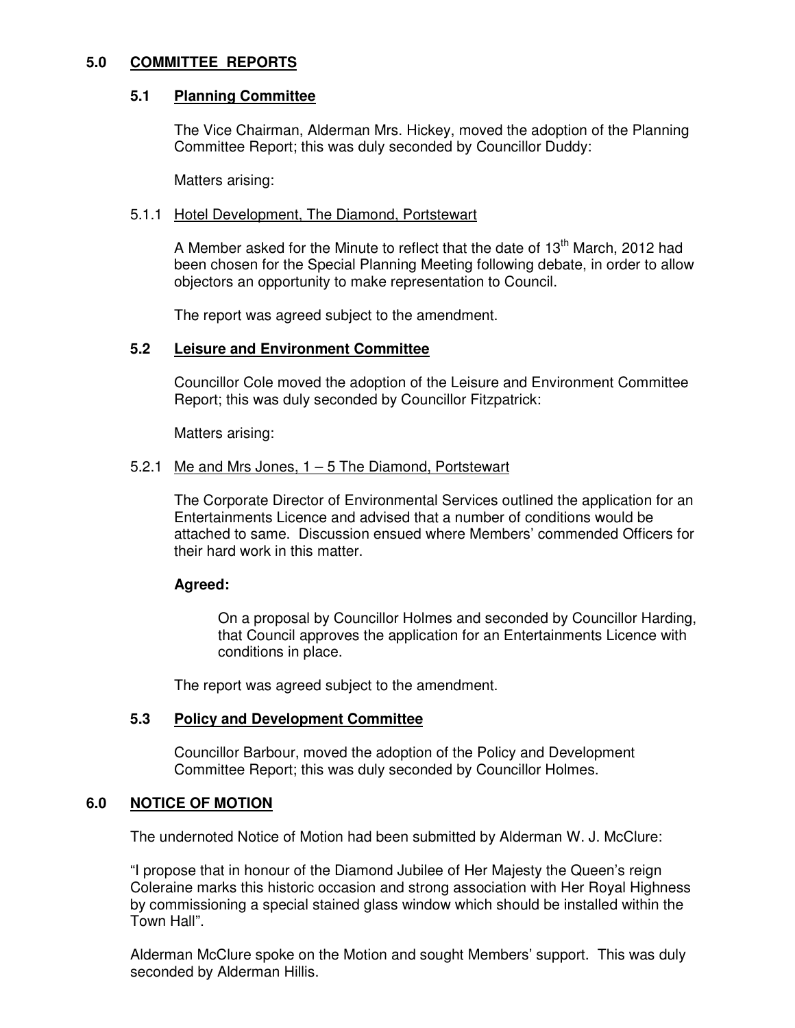## 5.0 COMMITTEE REPORTS

### 5.1 Planning Committee

The Vice Chairman, Alderman Mrs. Hickey, moved the adoption of the Planning Committee Report; this was duly seconded by Councillor Duddy:

Matters arising:

5.1.1 Hotel Development, The Diamond, Portstewart

A Member asked for the Minute to reflect that the date of 13th March, 2012 had been chosen for the Special Planning Meeting following debate, in order to allow objectors an opportunity to make representation to Council.

The report was agreed subject to the amendment.

### 5.2 Leisure and Environment Committee

Councillor Cole moved the adoption of the Leisure and Environment Committee Report; this was duly seconded by Councillor Fitzpatrick:

Matters arising:

5.2.1 Me and Mrs Jones, 1 – 5 The Diamond, Portstewart

The Corporate Director of Environmental Services outlined the application for an Entertainments Licence and advised that a number of conditions would be attached to same. Discussion ensued where Members' commended Officers for their hard work in this matter.

**Agreed:**

On a proposal by Councillor Holmes and seconded by Councillor Harding, that Council approves the application for an Entertainments Licence with conditions in place.

The report was agreed subject to the amendment.

### 5.3 Policy and Development Committee

Councillor Barbour, moved the adoption of the Policy and Development Committee Report; this was duly seconded by Councillor Holmes.

## 6.0 NOTICE OF MOTION

The undernoted Notice of Motion had been submitted by Alderman W. J. McClure:

"I propose that in honour of the Diamond Jubilee of Her Majesty the Queen's reign Coleraine marks this historic occasion and strong association with Her Royal Highness by commissioning a special stained glass window which should be installed within the Town Hall".

Alderman McClure spoke on the Motion and sought Members' support. This was duly seconded by Alderman Hillis.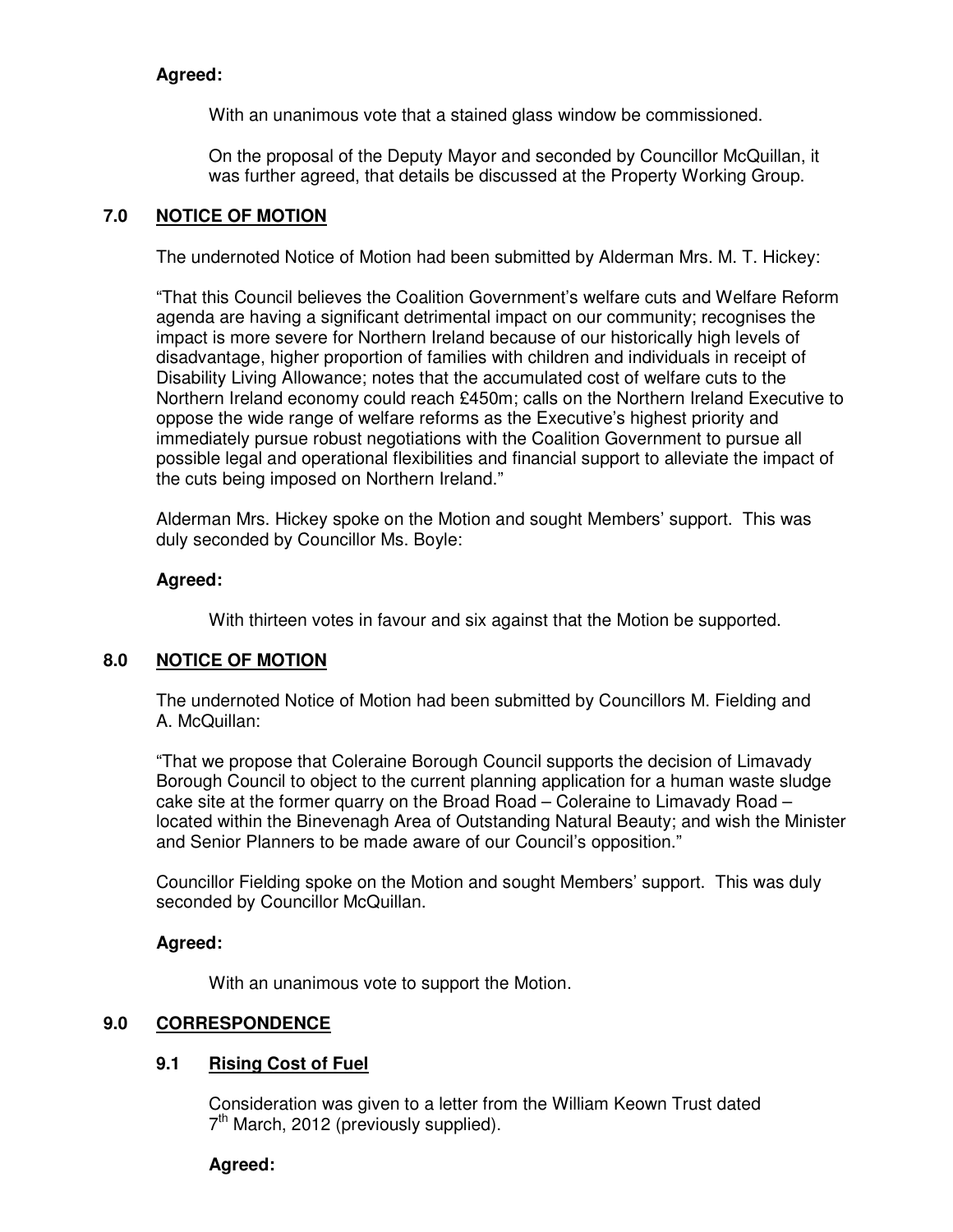**Agreed:**

With an unanimous vote that a stained glass window be commissioned.

On the proposal of the Deputy Mayor and seconded by Councillor McQuillan, it was further agreed, that details be discussed at the Property Working Group.

## 7.0 NOTICE OF MOTION

The undernoted Notice of Motion had been submitted by Alderman Mrs. M. T. Hickey:

"That this Council believes the Coalition Government's welfare cuts and Welfare Reform agenda are having a significant detrimental impact on our community; recognises the impact is more severe for Northern Ireland because of our historically high levels of disadvantage, higher proportion of families with children and individuals in receipt of Disability Living Allowance; notes that the accumulated cost of welfare cuts to the Northern Ireland economy could reach £450m; calls on the Northern Ireland Executive to oppose the wide range of welfare reforms as the Executive's highest priority and immediately pursue robust negotiations with the Coalition Government to pursue all possible legal and operational flexibilities and financial support to alleviate the impact of the cuts being imposed on Northern Ireland."

Alderman Mrs. Hickey spoke on the Motion and sought Members' support. This was duly seconded by Councillor Ms. Boyle:

**Agreed:**

With thirteen votes in favour and six against that the Motion be supported.

## 8.0 NOTICE OF MOTION

The undernoted Notice of Motion had been submitted by Councillors M. Fielding and A. McQuillan:

"That we propose that Coleraine Borough Council supports the decision of Limavady Borough Council to object to the current planning application for a human waste sludge cake site at the former quarry on the Broad Road – Coleraine to Limavady Road – located within the Binevenagh Area of Outstanding Natural Beauty; and wish the Minister and Senior Planners to be made aware of our Council's opposition."

Councillor Fielding spoke on the Motion and sought Members' support. This was duly seconded by Councillor McQuillan.

**Agreed:**

With an unanimous vote to support the Motion.

## 9.0 CORRESPONDENCE

### 9.1 Rising Cost of Fuel

Consideration was given to a letter from the William Keown Trust dated 7th March, 2012 (previously supplied).

**Agreed:**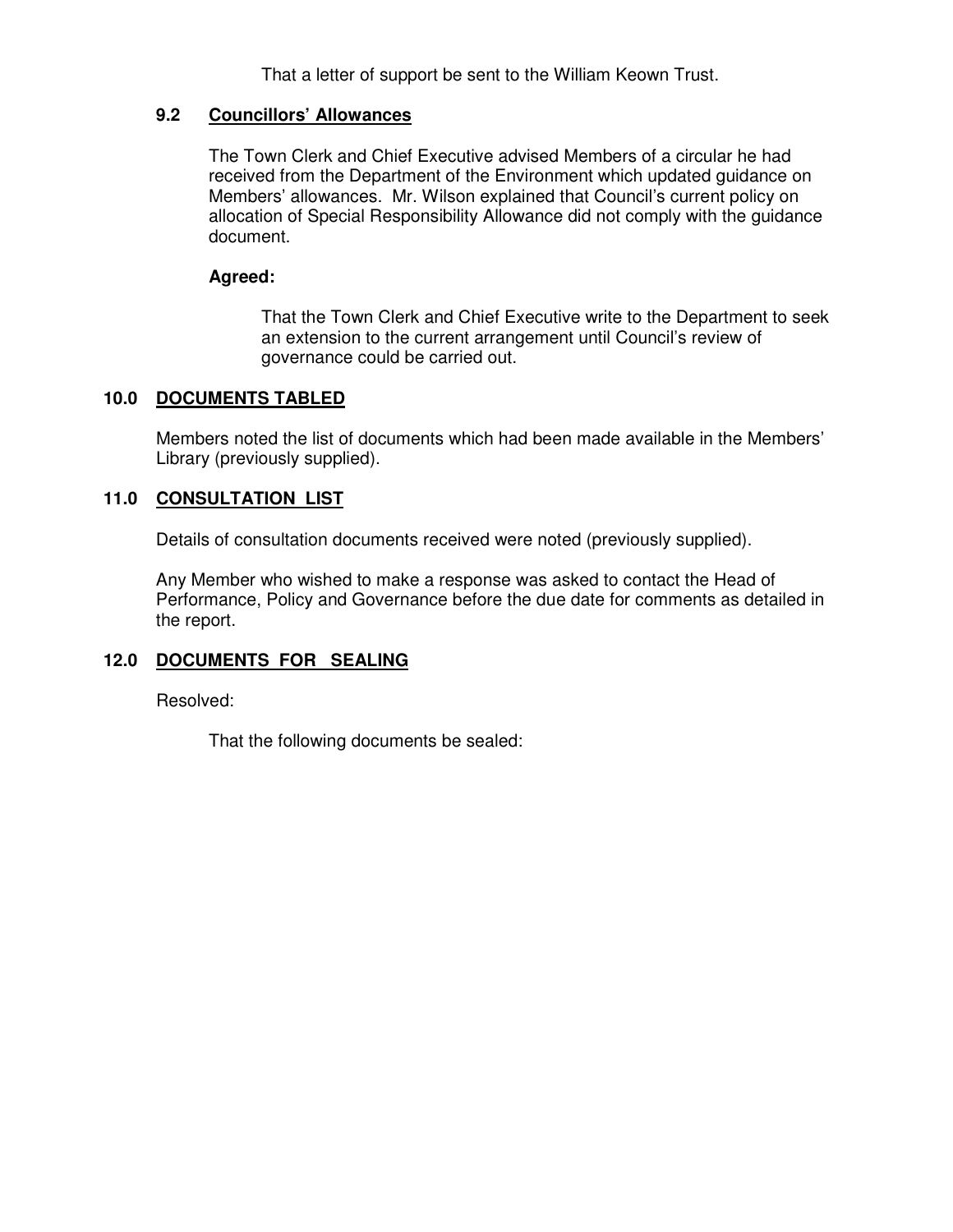That a letter of support be sent to the William Keown Trust.

### 9.2 Councillors' Allowances

The Town Clerk and Chief Executive advised Members of a circular he had received from the Department of the Environment which updated guidance on Members' allowances. Mr. Wilson explained that Council's current policy on allocation of Special Responsibility Allowance did not comply with the guidance document.

**Agreed:**

That the Town Clerk and Chief Executive write to the Department to seek an extension to the current arrangement until Council's review of governance could be carried out.

## 10.0 DOCUMENTS TABLED

Members noted the list of documents which had been made available in the Members' Library (previously supplied).

## 11.0 CONSULTATION LIST

Details of consultation documents received were noted (previously supplied).

Any Member who wished to make a response was asked to contact the Head of Performance, Policy and Governance before the due date for comments as detailed in the report.

## 12.0 DOCUMENTS FOR SEALING

Resolved:

That the following documents be sealed: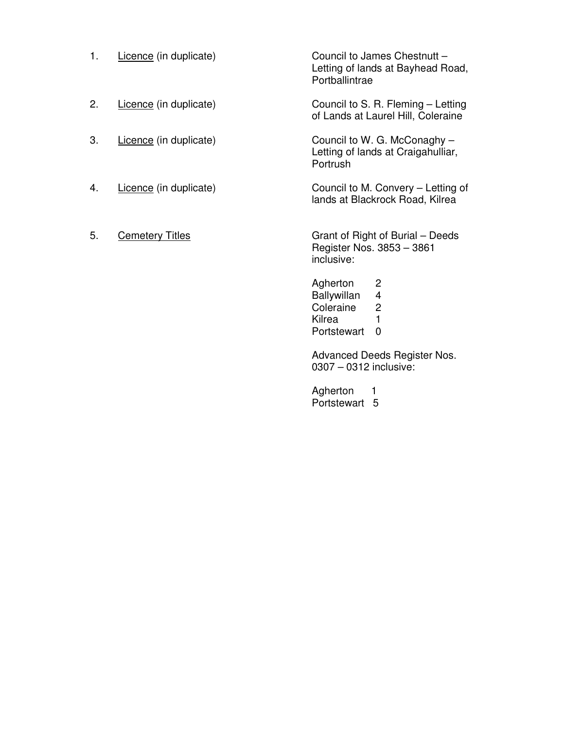| | | |
|---|---|---|
| 1. | <u>Licence</u> (in duplicate) | Council to James Chestnutt – Letting of lands at Bayhead Road, Portballintrae |
| 2. | <u>Licence</u> (in duplicate) | Council to S. R. Fleming – Letting of Lands at Laurel Hill, Coleraine |
| 3. | <u>Licence</u> (in duplicate) | Council to W. G. McConaghy – Letting of lands at Craigahulliar, Portrush |
| 4. | <u>Licence</u> (in duplicate) | Council to M. Convery – Letting of lands at Blackrock Road, Kilrea |
| 5. | <u>Cemetery Titles</u> | Grant of Right of Burial – Deeds Register Nos. 3853 – 3861 inclusive: |

| | |
|---|---|
| Agherton | 2 |
| Ballywillan | 4 |
| Coleraine | 2 |
| Kilrea | 1 |
| Portstewart | 0 |

Advanced Deeds Register Nos. 0307 – 0312 inclusive:

| | |
|---|---|
| Agherton | 1 |
| Portstewart | 5 |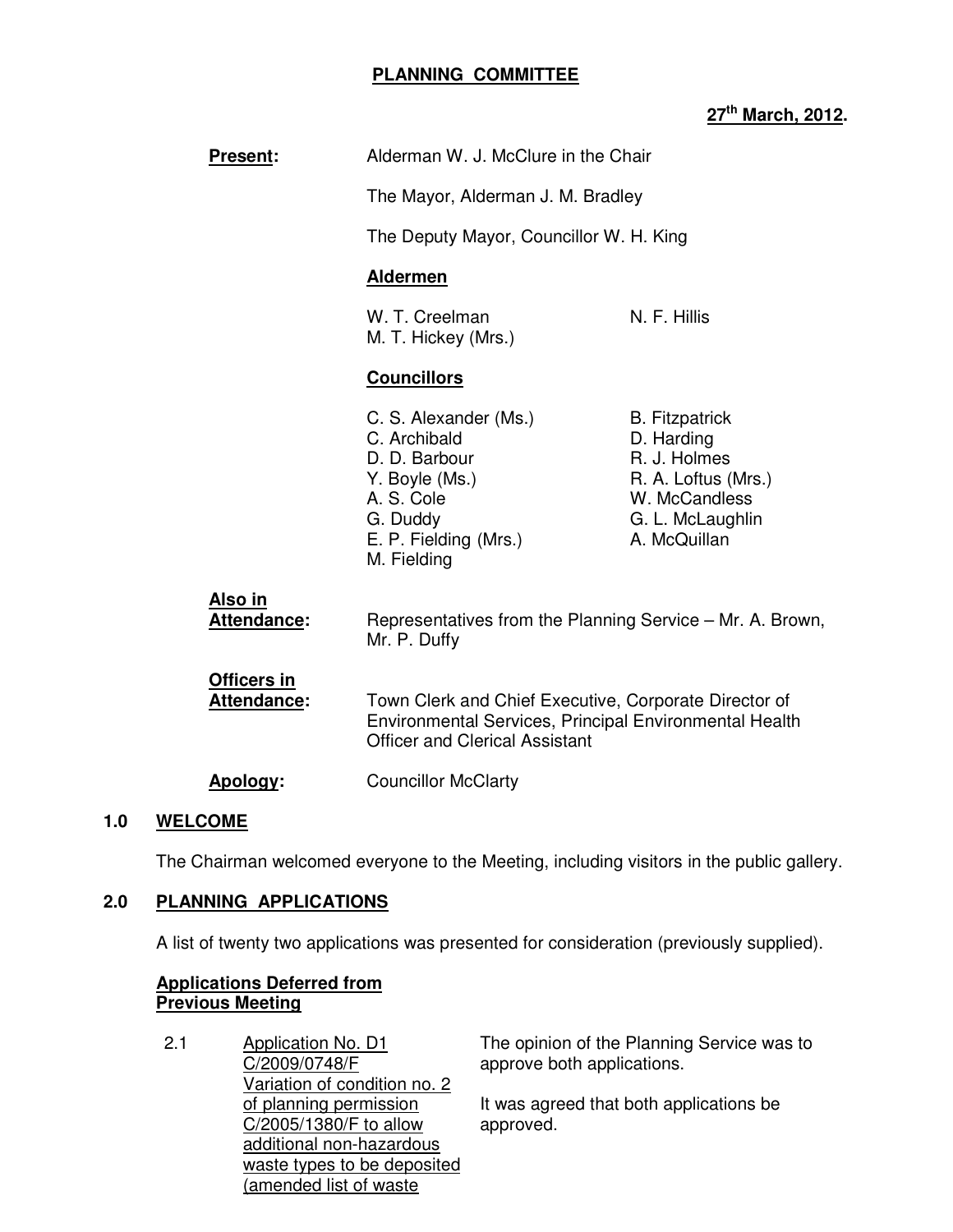# PLANNING COMMITTEE

**27th March, 2012.**

**Present:** Alderman W. J. McClure in the Chair

The Mayor, Alderman J. M. Bradley

The Deputy Mayor, Councillor W. H. King

**Aldermen**

W. T. Creelman
M. T. Hickey (Mrs.)
N. F. Hillis

**Councillors**

C. S. Alexander (Ms.)
C. Archibald
D. D. Barbour
Y. Boyle (Ms.)
A. S. Cole
G. Duddy
E. P. Fielding (Mrs.)
M. Fielding
B. Fitzpatrick
D. Harding
R. J. Holmes
R. A. Loftus (Mrs.)
W. McCandless
G. L. McLaughlin
A. McQuillan

**Also in Attendance:** Representatives from the Planning Service – Mr. A. Brown, Mr. P. Duffy

**Officers in Attendance:** Town Clerk and Chief Executive, Corporate Director of Environmental Services, Principal Environmental Health Officer and Clerical Assistant

**Apology:** Councillor McClarty

## 1.0 WELCOME

The Chairman welcomed everyone to the Meeting, including visitors in the public gallery.

## 2.0 PLANNING APPLICATIONS

A list of twenty two applications was presented for consideration (previously supplied).

**Applications Deferred from Previous Meeting**

2.1 Application No. D1 C/2009/0748/F Variation of condition no. 2 of planning permission C/2005/1380/F to allow additional non-hazardous waste types to be deposited (amended list of waste

The opinion of the Planning Service was to approve both applications.

It was agreed that both applications be approved.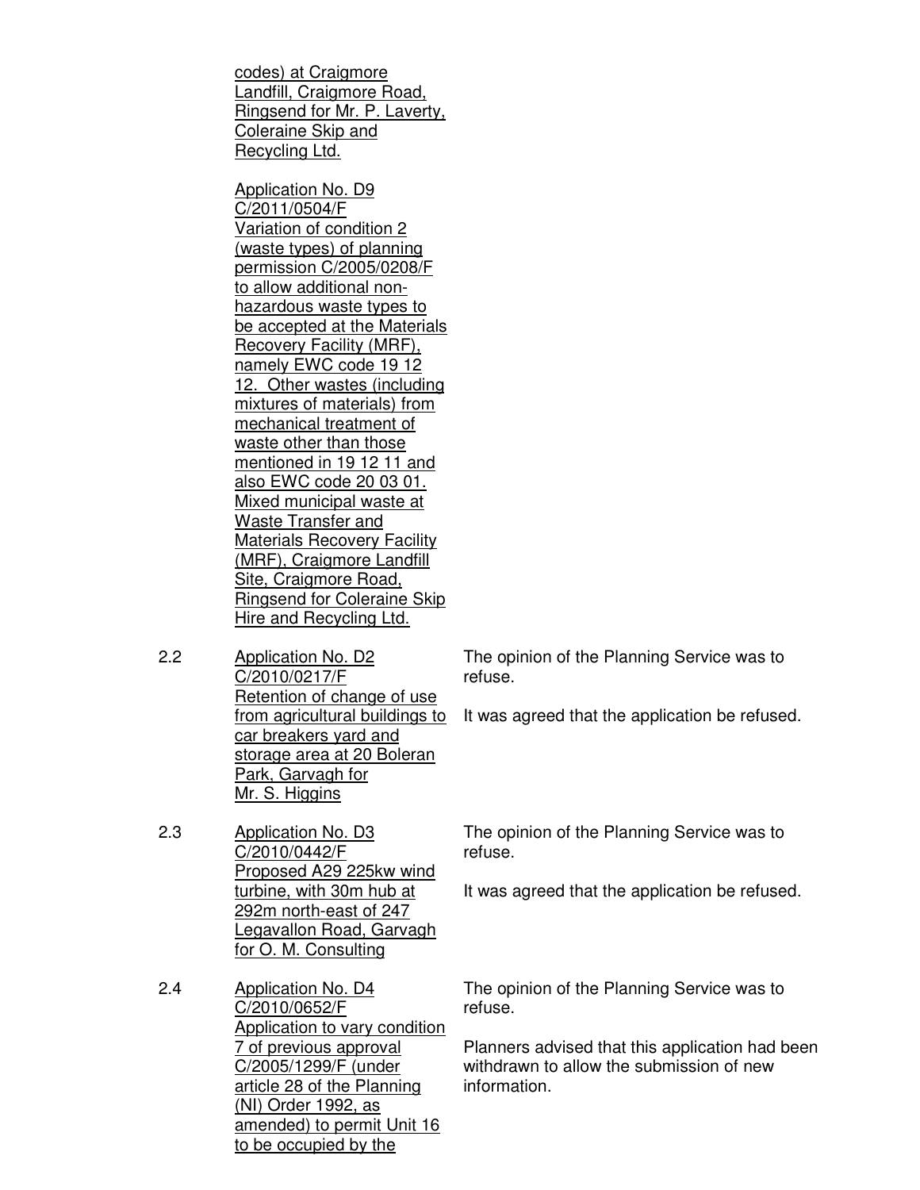| | | |
|---|---|---|
| | codes) at Craigmore Landfill, Craigmore Road, Ringsend for Mr. P. Laverty, Coleraine Skip and Recycling Ltd.<br><br>Application No. D9 C/2011/0504/F Variation of condition 2 (waste types) of planning permission C/2005/0208/F to allow additional non-hazardous waste types to be accepted at the Materials Recovery Facility (MRF), namely EWC code 19 12 12. Other wastes (including mixtures of materials) from mechanical treatment of waste other than those mentioned in 19 12 11 and also EWC code 20 03 01. Mixed municipal waste at Waste Transfer and Materials Recovery Facility (MRF), Craigmore Landfill Site, Craigmore Road, Ringsend for Coleraine Skip Hire and Recycling Ltd. | |
| 2.2 | Application No. D2 C/2010/0217/F Retention of change of use from agricultural buildings to car breakers yard and storage area at 20 Boleran Park, Garvagh for Mr. S. Higgins | The opinion of the Planning Service was to refuse.<br><br>It was agreed that the application be refused. |
| 2.3 | Application No. D3 C/2010/0442/F Proposed A29 225kw wind turbine, with 30m hub at 292m north-east of 247 Legavallon Road, Garvagh for O. M. Consulting | The opinion of the Planning Service was to refuse.<br><br>It was agreed that the application be refused. |
| 2.4 | Application No. D4 C/2010/0652/F Application to vary condition 7 of previous approval C/2005/1299/F (under article 28 of the Planning (NI) Order 1992, as amended) to permit Unit 16 to be occupied by the | The opinion of the Planning Service was to refuse.<br><br>Planners advised that this application had been withdrawn to allow the submission of new information. |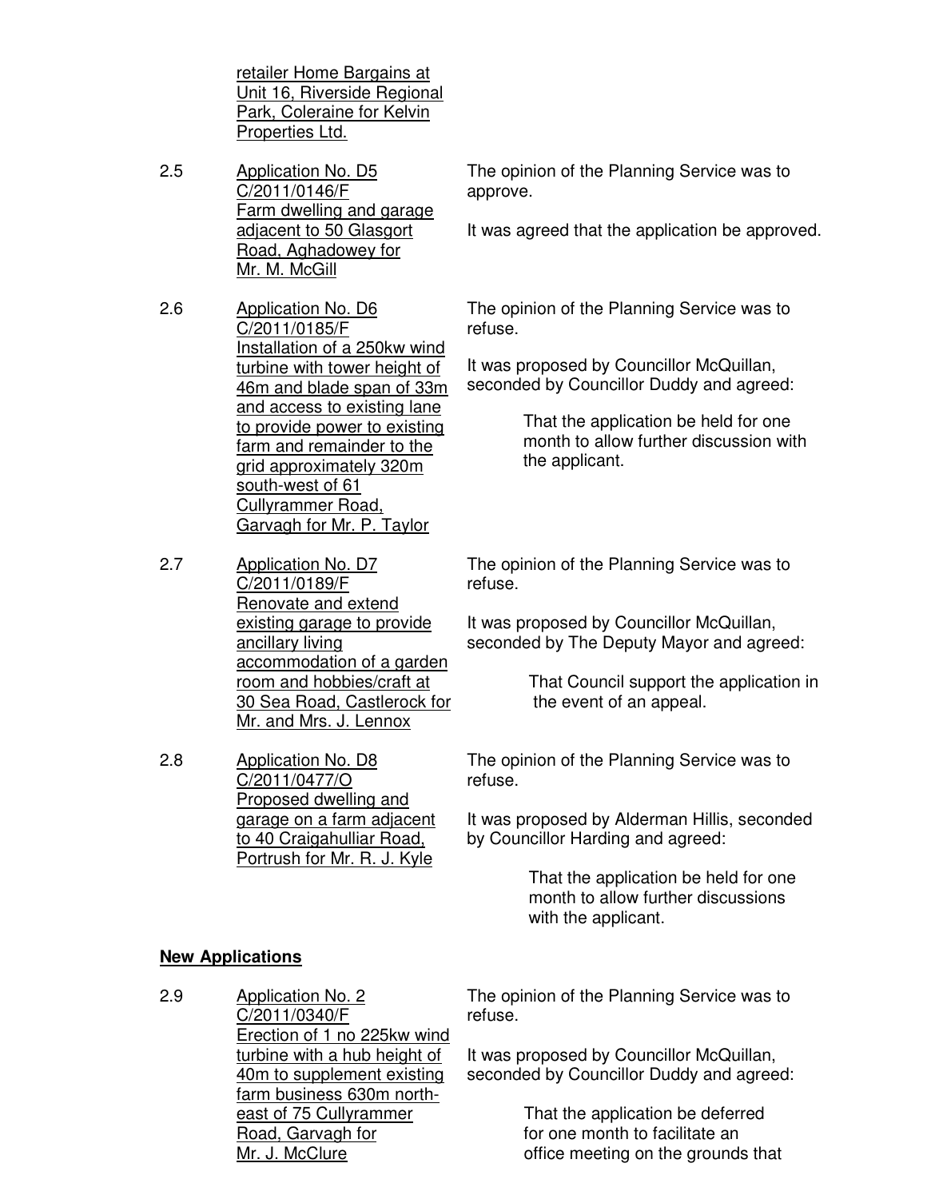retailer Home Bargains at Unit 16, Riverside Regional Park, Coleraine for Kelvin Properties Ltd.

2.5 Application No. D5 C/2011/0146/F Farm dwelling and garage adjacent to 50 Glasgort Road, Aghadowey for Mr. M. McGill

The opinion of the Planning Service was to approve.

It was agreed that the application be approved.

2.6 Application No. D6 C/2011/0185/F Installation of a 250kw wind turbine with tower height of 46m and blade span of 33m and access to existing lane to provide power to existing farm and remainder to the grid approximately 320m south-west of 61 Cullyrammer Road, Garvagh for Mr. P. Taylor

The opinion of the Planning Service was to refuse.

It was proposed by Councillor McQuillan, seconded by Councillor Duddy and agreed:

> That the application be held for one month to allow further discussion with the applicant.

2.7 Application No. D7 C/2011/0189/F Renovate and extend existing garage to provide ancillary living accommodation of a garden room and hobbies/craft at 30 Sea Road, Castlerock for Mr. and Mrs. J. Lennox

The opinion of the Planning Service was to refuse.

It was proposed by Councillor McQuillan, seconded by The Deputy Mayor and agreed:

> That Council support the application in the event of an appeal.

2.8 Application No. D8 C/2011/0477/O Proposed dwelling and garage on a farm adjacent to 40 Craigahulliar Road, Portrush for Mr. R. J. Kyle

The opinion of the Planning Service was to refuse.

It was proposed by Alderman Hillis, seconded by Councillor Harding and agreed:

> That the application be held for one month to allow further discussions with the applicant.

**New Applications**

2.9 Application No. 2 C/2011/0340/F Erection of 1 no 225kw wind turbine with a hub height of 40m to supplement existing farm business 630m north-east of 75 Cullyrammer Road, Garvagh for Mr. J. McClure

The opinion of the Planning Service was to refuse.

It was proposed by Councillor McQuillan, seconded by Councillor Duddy and agreed:

> That the application be deferred for one month to facilitate an office meeting on the grounds that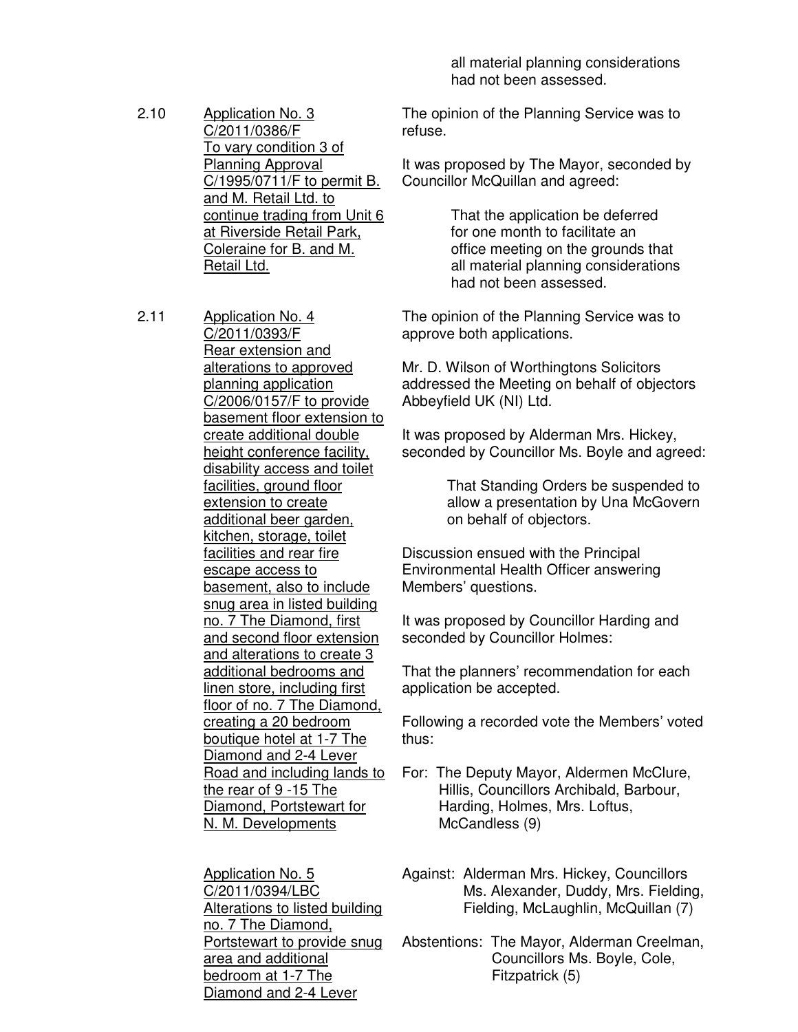all material planning considerations had not been assessed.

2.10 Application No. 3
C/2011/0386/F
To vary condition 3 of Planning Approval C/1995/0711/F to permit B. and M. Retail Ltd. to continue trading from Unit 6 at Riverside Retail Park, Coleraine for B. and M. Retail Ltd.

The opinion of the Planning Service was to refuse.

It was proposed by The Mayor, seconded by Councillor McQuillan and agreed:

> That the application be deferred for one month to facilitate an office meeting on the grounds that all material planning considerations had not been assessed.

2.11 Application No. 4
C/2011/0393/F
Rear extension and alterations to approved planning application C/2006/0157/F to provide basement floor extension to create additional double height conference facility, disability access and toilet facilities, ground floor extension to create additional beer garden, kitchen, storage, toilet facilities and rear fire escape access to basement, also to include snug area in listed building no. 7 The Diamond, first and second floor extension and alterations to create 3 additional bedrooms and linen store, including first floor of no. 7 The Diamond, creating a 20 bedroom boutique hotel at 1-7 The Diamond and 2-4 Lever Road and including lands to the rear of 9 -15 The Diamond, Portstewart for N. M. Developments

Application No. 5
C/2011/0394/LBC
Alterations to listed building no. 7 The Diamond, Portstewart to provide snug area and additional bedroom at 1-7 The Diamond and 2-4 Lever

The opinion of the Planning Service was to approve both applications.

Mr. D. Wilson of Worthingtons Solicitors addressed the Meeting on behalf of objectors Abbeyfield UK (NI) Ltd.

It was proposed by Alderman Mrs. Hickey, seconded by Councillor Ms. Boyle and agreed:

> That Standing Orders be suspended to allow a presentation by Una McGovern on behalf of objectors.

Discussion ensued with the Principal Environmental Health Officer answering Members' questions.

It was proposed by Councillor Harding and seconded by Councillor Holmes:

That the planners' recommendation for each application be accepted.

Following a recorded vote the Members' voted thus:

For: The Deputy Mayor, Aldermen McClure, Hillis, Councillors Archibald, Barbour, Harding, Holmes, Mrs. Loftus, McCandless (9)

Against: Alderman Mrs. Hickey, Councillors Ms. Alexander, Duddy, Mrs. Fielding, Fielding, McLaughlin, McQuillan (7)

Abstentions: The Mayor, Alderman Creelman, Councillors Ms. Boyle, Cole, Fitzpatrick (5)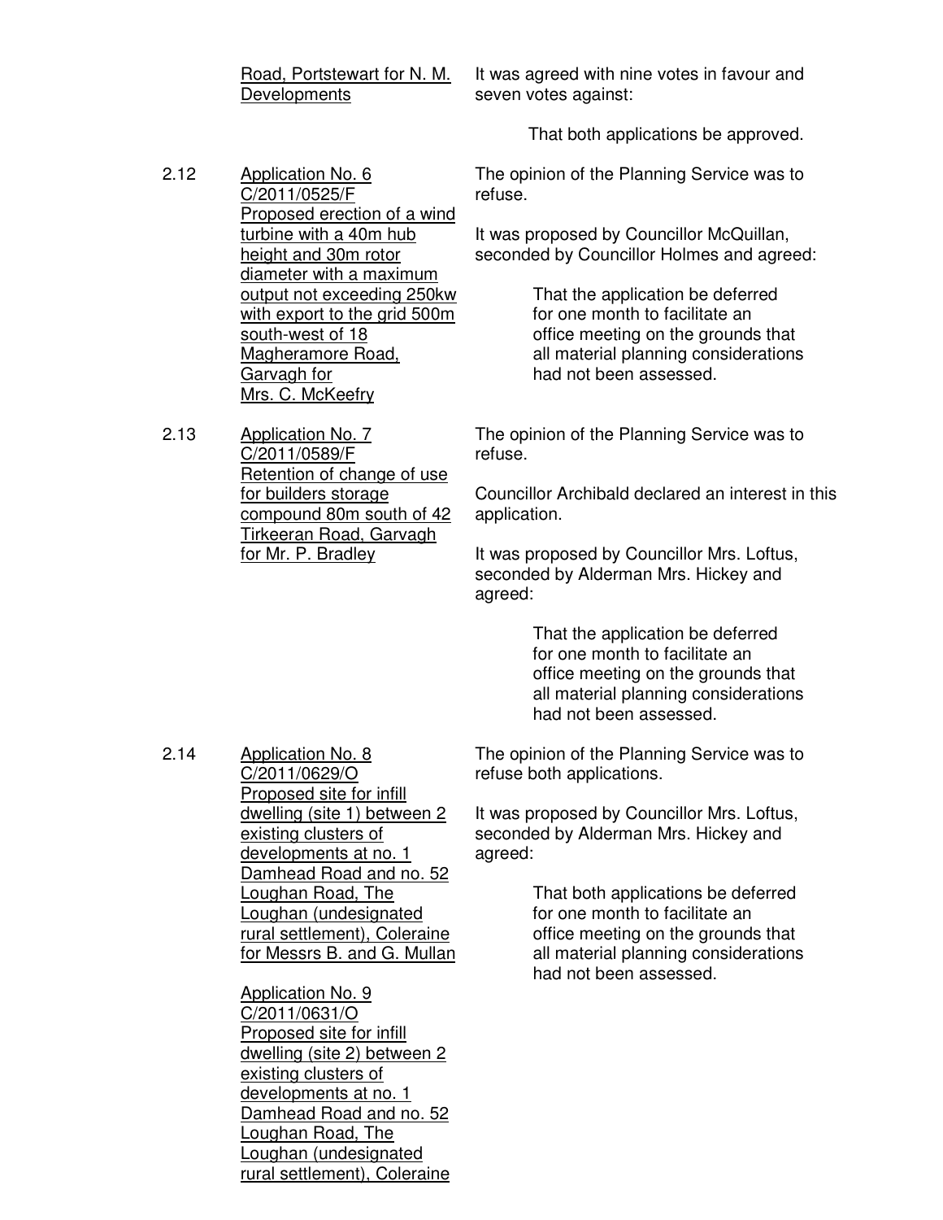Road, Portstewart for N. M. Developments

It was agreed with nine votes in favour and seven votes against:

> That both applications be approved.

2.12 <u>Application No. 6 C/2011/0525/F Proposed erection of a wind turbine with a 40m hub height and 30m rotor diameter with a maximum output not exceeding 250kw with export to the grid 500m south-west of 18 Magheramore Road, Garvagh for Mrs. C. McKeefry</u>

The opinion of the Planning Service was to refuse.

It was proposed by Councillor McQuillan, seconded by Councillor Holmes and agreed:

> That the application be deferred for one month to facilitate an office meeting on the grounds that all material planning considerations had not been assessed.

2.13 <u>Application No. 7 C/2011/0589/F Retention of change of use for builders storage compound 80m south of 42 Tirkeeran Road, Garvagh for Mr. P. Bradley</u>

The opinion of the Planning Service was to refuse.

Councillor Archibald declared an interest in this application.

It was proposed by Councillor Mrs. Loftus, seconded by Alderman Mrs. Hickey and agreed:

> That the application be deferred for one month to facilitate an office meeting on the grounds that all material planning considerations had not been assessed.

2.14 <u>Application No. 8 C/2011/0629/O Proposed site for infill dwelling (site 1) between 2 existing clusters of developments at no. 1 Damhead Road and no. 52 Loughan Road, The Loughan (undesignated rural settlement), Coleraine for Messrs B. and G. Mullan</u>

<u>Application No. 9 C/2011/0631/O Proposed site for infill dwelling (site 2) between 2 existing clusters of developments at no. 1 Damhead Road and no. 52 Loughan Road, The Loughan (undesignated rural settlement), Coleraine</u>

The opinion of the Planning Service was to refuse both applications.

It was proposed by Councillor Mrs. Loftus, seconded by Alderman Mrs. Hickey and agreed:

> That both applications be deferred for one month to facilitate an office meeting on the grounds that all material planning considerations had not been assessed.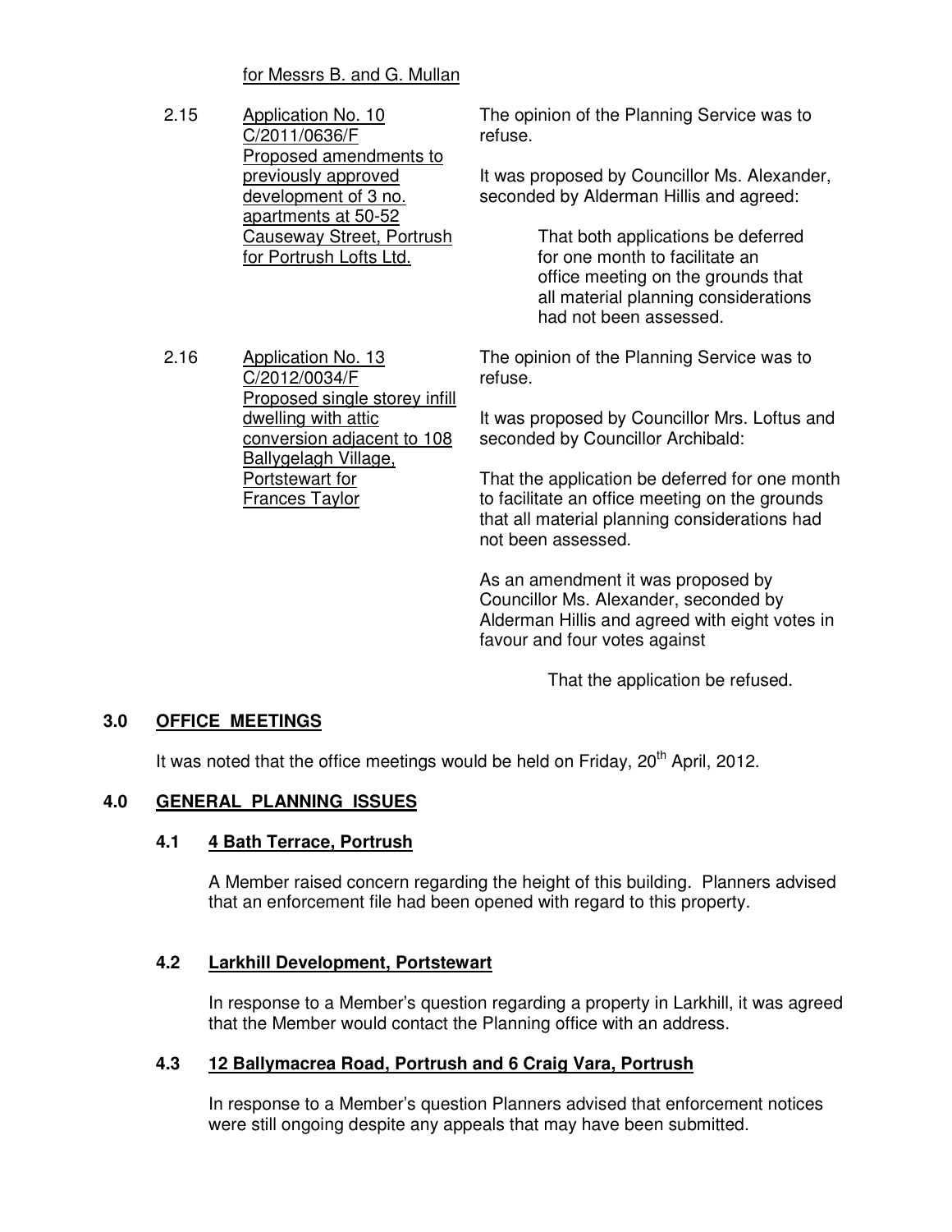for Messrs B. and G. Mullan

| | | |
|---|---|---|
| 2.15 | Application No. 10<br>C/2011/0636/F<br>Proposed amendments to previously approved development of 3 no. apartments at 50-52 Causeway Street, Portrush for Portrush Lofts Ltd. | The opinion of the Planning Service was to refuse.<br><br>It was proposed by Councillor Ms. Alexander, seconded by Alderman Hillis and agreed:<br><br>That both applications be deferred for one month to facilitate an office meeting on the grounds that all material planning considerations had not been assessed. |
| 2.16 | Application No. 13<br>C/2012/0034/F<br>Proposed single storey infill dwelling with attic conversion adjacent to 108 Ballygelagh Village, Portstewart for Frances Taylor | The opinion of the Planning Service was to refuse.<br><br>It was proposed by Councillor Mrs. Loftus and seconded by Councillor Archibald:<br><br>That the application be deferred for one month to facilitate an office meeting on the grounds that all material planning considerations had not been assessed.<br><br>As an amendment it was proposed by Councillor Ms. Alexander, seconded by Alderman Hillis and agreed with eight votes in favour and four votes against<br><br>That the application be refused. |

## 3.0 OFFICE MEETINGS

It was noted that the office meetings would be held on Friday, 20th April, 2012.

## 4.0 GENERAL PLANNING ISSUES

### 4.1 4 Bath Terrace, Portrush

A Member raised concern regarding the height of this building. Planners advised that an enforcement file had been opened with regard to this property.

### 4.2 Larkhill Development, Portstewart

In response to a Member's question regarding a property in Larkhill, it was agreed that the Member would contact the Planning office with an address.

### 4.3 12 Ballymacrea Road, Portrush and 6 Craig Vara, Portrush

In response to a Member's question Planners advised that enforcement notices were still ongoing despite any appeals that may have been submitted.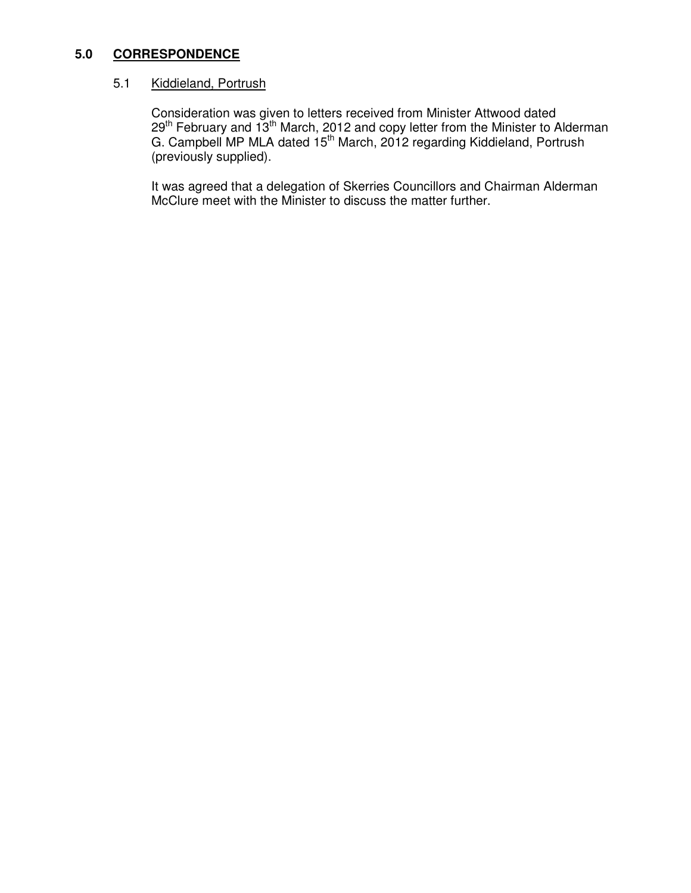## 5.0 CORRESPONDENCE

### 5.1 Kiddieland, Portrush

Consideration was given to letters received from Minister Attwood dated 29th February and 13th March, 2012 and copy letter from the Minister to Alderman G. Campbell MP MLA dated 15th March, 2012 regarding Kiddieland, Portrush (previously supplied).

It was agreed that a delegation of Skerries Councillors and Chairman Alderman McClure meet with the Minister to discuss the matter further.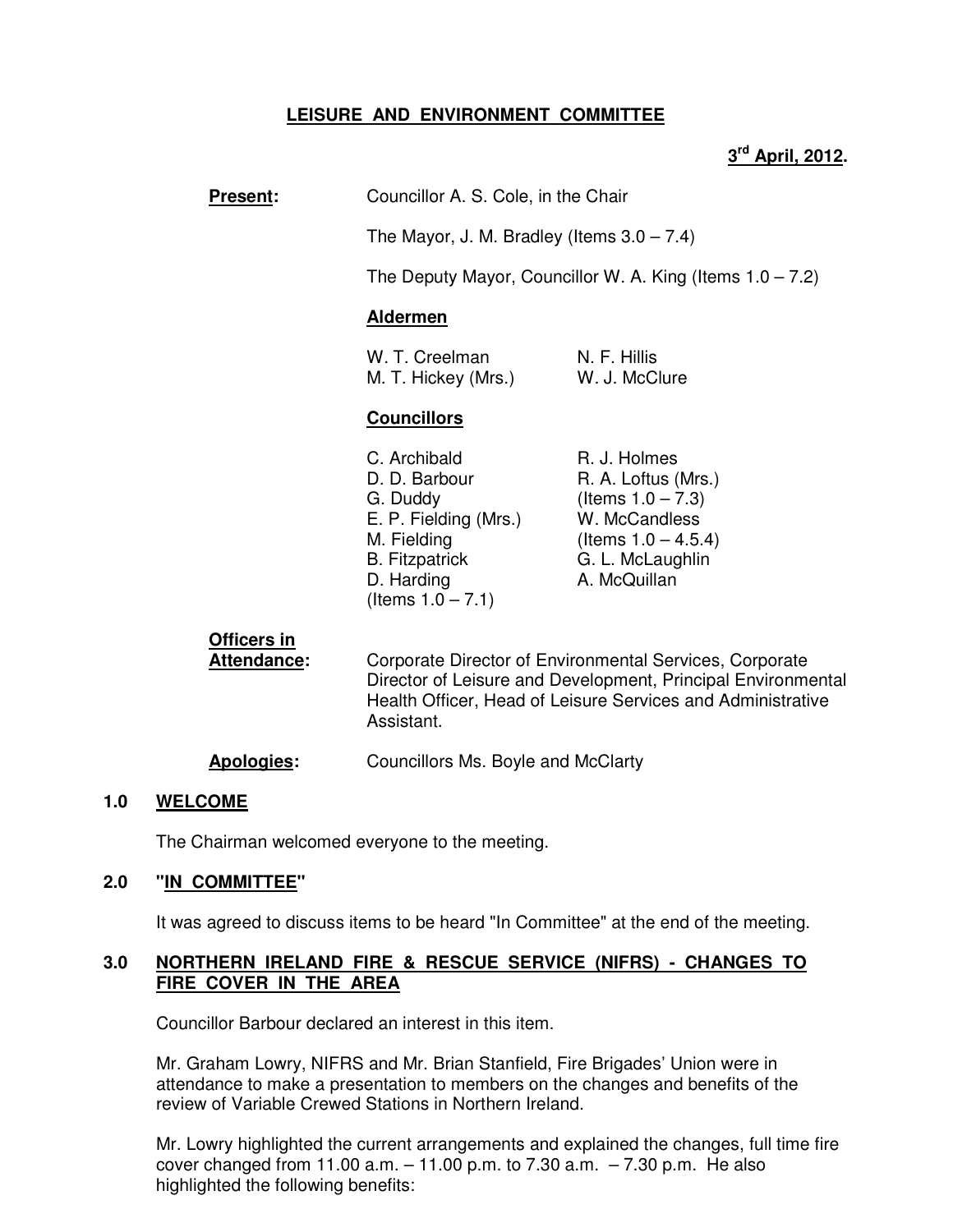# LEISURE AND ENVIRONMENT COMMITTEE

**3rd April, 2012.**

**Present:** Councillor A. S. Cole, in the Chair

The Mayor, J. M. Bradley (Items 3.0 – 7.4)

The Deputy Mayor, Councillor W. A. King (Items 1.0 – 7.2)

**Aldermen**

W. T. Creelman
M. T. Hickey (Mrs.)
N. F. Hillis
W. J. McClure

**Councillors**

C. Archibald
D. D. Barbour
G. Duddy
E. P. Fielding (Mrs.)
M. Fielding
B. Fitzpatrick
D. Harding (Items 1.0 – 7.1)
R. J. Holmes
R. A. Loftus (Mrs.) (Items 1.0 – 7.3)
W. McCandless (Items 1.0 – 4.5.4)
G. L. McLaughlin
A. McQuillan

**Officers in Attendance:** Corporate Director of Environmental Services, Corporate Director of Leisure and Development, Principal Environmental Health Officer, Head of Leisure Services and Administrative Assistant.

**Apologies:** Councillors Ms. Boyle and McClarty

## 1.0 WELCOME

The Chairman welcomed everyone to the meeting.

## 2.0 "IN COMMITTEE"

It was agreed to discuss items to be heard "In Committee" at the end of the meeting.

## 3.0 NORTHERN IRELAND FIRE & RESCUE SERVICE (NIFRS) - CHANGES TO FIRE COVER IN THE AREA

Councillor Barbour declared an interest in this item.

Mr. Graham Lowry, NIFRS and Mr. Brian Stanfield, Fire Brigades' Union were in attendance to make a presentation to members on the changes and benefits of the review of Variable Crewed Stations in Northern Ireland.

Mr. Lowry highlighted the current arrangements and explained the changes, full time fire cover changed from 11.00 a.m. – 11.00 p.m. to 7.30 a.m. – 7.30 p.m. He also highlighted the following benefits: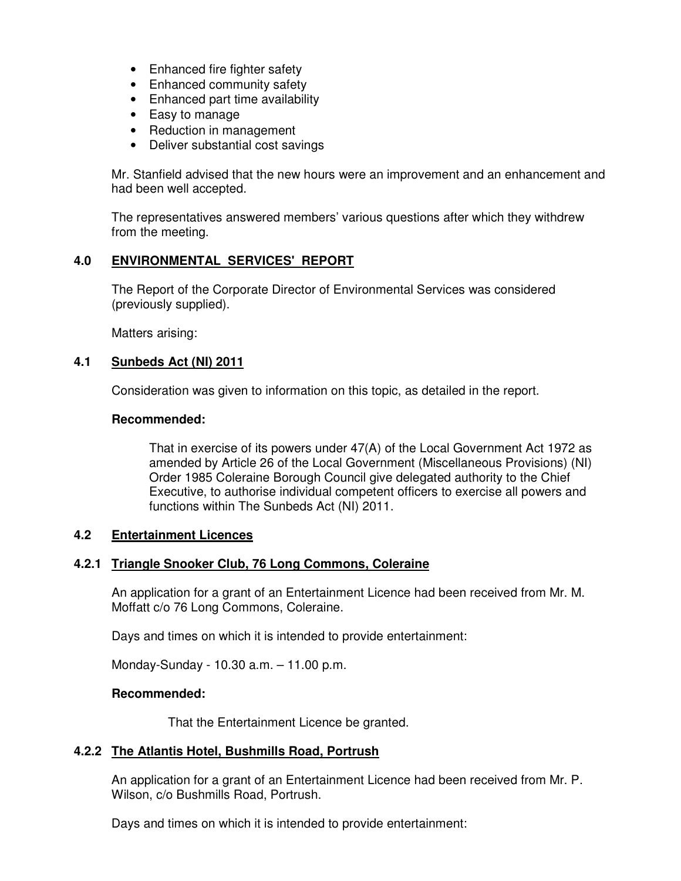- Enhanced fire fighter safety
- Enhanced community safety
- Enhanced part time availability
- Easy to manage
- Reduction in management
- Deliver substantial cost savings

Mr. Stanfield advised that the new hours were an improvement and an enhancement and had been well accepted.

The representatives answered members' various questions after which they withdrew from the meeting.

## 4.0 ENVIRONMENTAL SERVICES' REPORT

The Report of the Corporate Director of Environmental Services was considered (previously supplied).

Matters arising:

### 4.1 Sunbeds Act (NI) 2011

Consideration was given to information on this topic, as detailed in the report.

**Recommended:**

That in exercise of its powers under 47(A) of the Local Government Act 1972 as amended by Article 26 of the Local Government (Miscellaneous Provisions) (NI) Order 1985 Coleraine Borough Council give delegated authority to the Chief Executive, to authorise individual competent officers to exercise all powers and functions within The Sunbeds Act (NI) 2011.

### 4.2 Entertainment Licences

#### 4.2.1 Triangle Snooker Club, 76 Long Commons, Coleraine

An application for a grant of an Entertainment Licence had been received from Mr. M. Moffatt c/o 76 Long Commons, Coleraine.

Days and times on which it is intended to provide entertainment:

Monday-Sunday - 10.30 a.m. – 11.00 p.m.

**Recommended:**

That the Entertainment Licence be granted.

#### 4.2.2 The Atlantis Hotel, Bushmills Road, Portrush

An application for a grant of an Entertainment Licence had been received from Mr. P. Wilson, c/o Bushmills Road, Portrush.

Days and times on which it is intended to provide entertainment: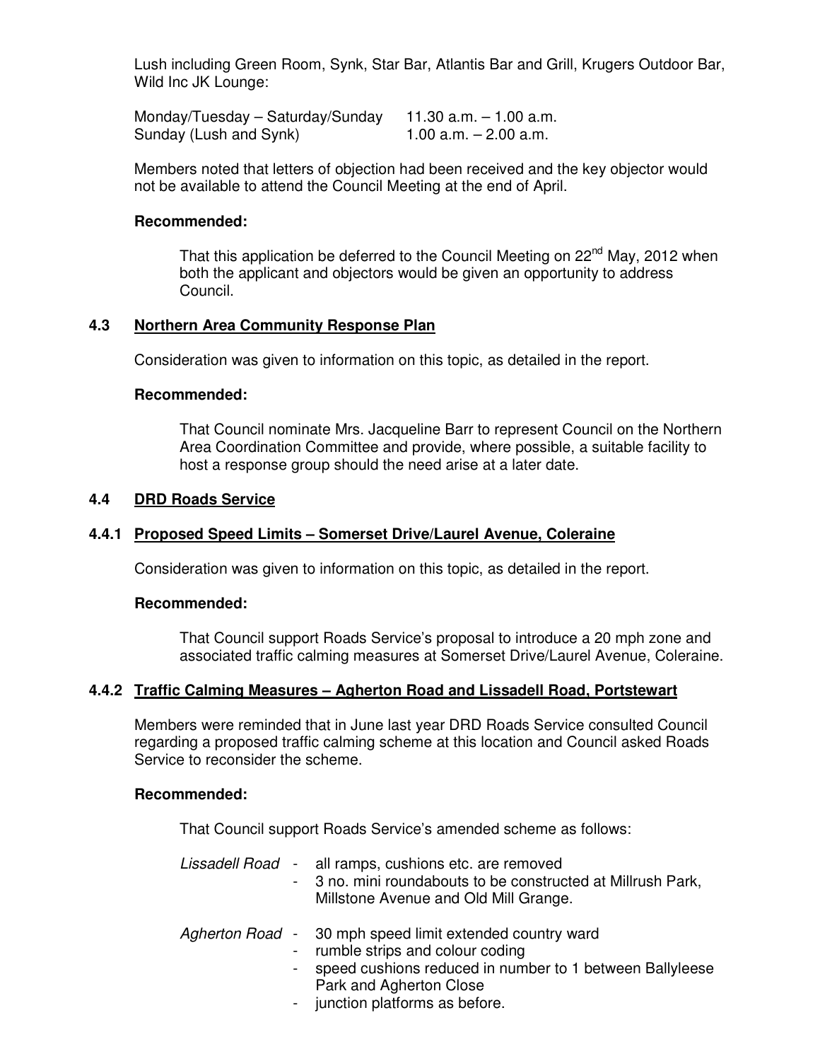Lush including Green Room, Synk, Star Bar, Atlantis Bar and Grill, Krugers Outdoor Bar, Wild Inc JK Lounge:

| | |
|---|---|
| Monday/Tuesday – Saturday/Sunday | 11.30 a.m. – 1.00 a.m. |
| Sunday (Lush and Synk) | 1.00 a.m. – 2.00 a.m. |

Members noted that letters of objection had been received and the key objector would not be available to attend the Council Meeting at the end of April.

**Recommended:**

That this application be deferred to the Council Meeting on 22nd May, 2012 when both the applicant and objectors would be given an opportunity to address Council.

### 4.3 Northern Area Community Response Plan

Consideration was given to information on this topic, as detailed in the report.

**Recommended:**

That Council nominate Mrs. Jacqueline Barr to represent Council on the Northern Area Coordination Committee and provide, where possible, a suitable facility to host a response group should the need arise at a later date.

### 4.4 DRD Roads Service

#### 4.4.1 Proposed Speed Limits – Somerset Drive/Laurel Avenue, Coleraine

Consideration was given to information on this topic, as detailed in the report.

**Recommended:**

That Council support Roads Service's proposal to introduce a 20 mph zone and associated traffic calming measures at Somerset Drive/Laurel Avenue, Coleraine.

#### 4.4.2 Traffic Calming Measures – Agherton Road and Lissadell Road, Portstewart

Members were reminded that in June last year DRD Roads Service consulted Council regarding a proposed traffic calming scheme at this location and Council asked Roads Service to reconsider the scheme.

**Recommended:**

That Council support Roads Service's amended scheme as follows:

*Lissadell Road*
- all ramps, cushions etc. are removed
- 3 no. mini roundabouts to be constructed at Millrush Park, Millstone Avenue and Old Mill Grange.

*Agherton Road*
- 30 mph speed limit extended country ward
- rumble strips and colour coding
- speed cushions reduced in number to 1 between Ballyleese Park and Agherton Close
- junction platforms as before.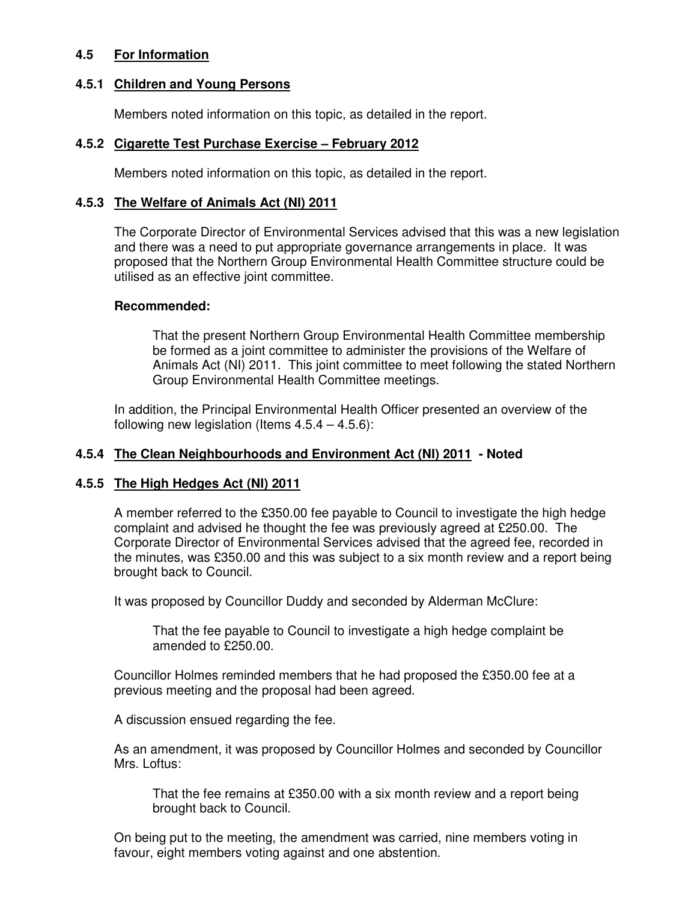### 4.5 For Information

#### 4.5.1 Children and Young Persons

Members noted information on this topic, as detailed in the report.

#### 4.5.2 Cigarette Test Purchase Exercise – February 2012

Members noted information on this topic, as detailed in the report.

#### 4.5.3 The Welfare of Animals Act (NI) 2011

The Corporate Director of Environmental Services advised that this was a new legislation and there was a need to put appropriate governance arrangements in place. It was proposed that the Northern Group Environmental Health Committee structure could be utilised as an effective joint committee.

**Recommended:**

> That the present Northern Group Environmental Health Committee membership be formed as a joint committee to administer the provisions of the Welfare of Animals Act (NI) 2011. This joint committee to meet following the stated Northern Group Environmental Health Committee meetings.

In addition, the Principal Environmental Health Officer presented an overview of the following new legislation (Items 4.5.4 – 4.5.6):

#### 4.5.4 The Clean Neighbourhoods and Environment Act (NI) 2011 - Noted

#### 4.5.5 The High Hedges Act (NI) 2011

A member referred to the £350.00 fee payable to Council to investigate the high hedge complaint and advised he thought the fee was previously agreed at £250.00. The Corporate Director of Environmental Services advised that the agreed fee, recorded in the minutes, was £350.00 and this was subject to a six month review and a report being brought back to Council.

It was proposed by Councillor Duddy and seconded by Alderman McClure:

> That the fee payable to Council to investigate a high hedge complaint be amended to £250.00.

Councillor Holmes reminded members that he had proposed the £350.00 fee at a previous meeting and the proposal had been agreed.

A discussion ensued regarding the fee.

As an amendment, it was proposed by Councillor Holmes and seconded by Councillor Mrs. Loftus:

> That the fee remains at £350.00 with a six month review and a report being brought back to Council.

On being put to the meeting, the amendment was carried, nine members voting in favour, eight members voting against and one abstention.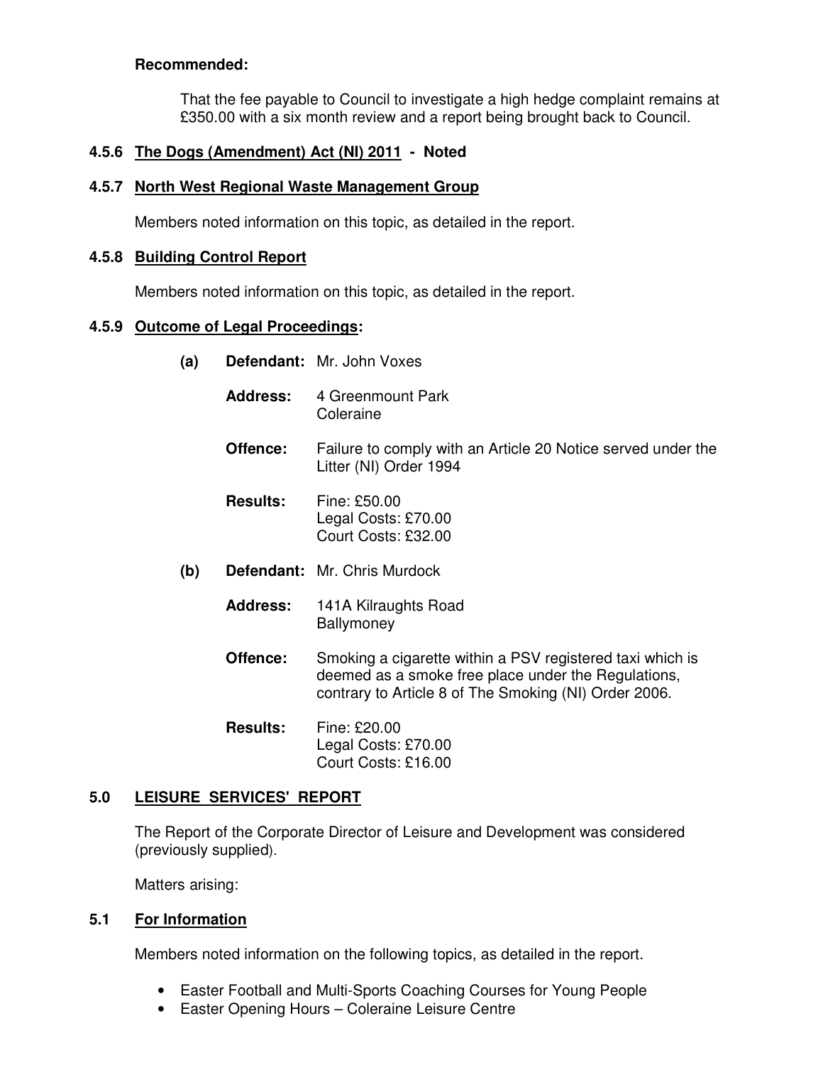**Recommended:**

That the fee payable to Council to investigate a high hedge complaint remains at £350.00 with a six month review and a report being brought back to Council.

### 4.5.6 The Dogs (Amendment) Act (NI) 2011 - Noted

### 4.5.7 North West Regional Waste Management Group

Members noted information on this topic, as detailed in the report.

### 4.5.8 Building Control Report

Members noted information on this topic, as detailed in the report.

### 4.5.9 Outcome of Legal Proceedings:

**(a) Defendant:** Mr. John Voxes

**Address:** 4 Greenmount Park
Coleraine

**Offence:** Failure to comply with an Article 20 Notice served under the Litter (NI) Order 1994

**Results:** Fine: £50.00
Legal Costs: £70.00
Court Costs: £32.00

**(b) Defendant:** Mr. Chris Murdock

**Address:** 141A Kilraughts Road
Ballymoney

**Offence:** Smoking a cigarette within a PSV registered taxi which is deemed as a smoke free place under the Regulations, contrary to Article 8 of The Smoking (NI) Order 2006.

**Results:** Fine: £20.00
Legal Costs: £70.00
Court Costs: £16.00

## 5.0 LEISURE SERVICES' REPORT

The Report of the Corporate Director of Leisure and Development was considered (previously supplied).

Matters arising:

### 5.1 For Information

Members noted information on the following topics, as detailed in the report.

- Easter Football and Multi-Sports Coaching Courses for Young People
- Easter Opening Hours – Coleraine Leisure Centre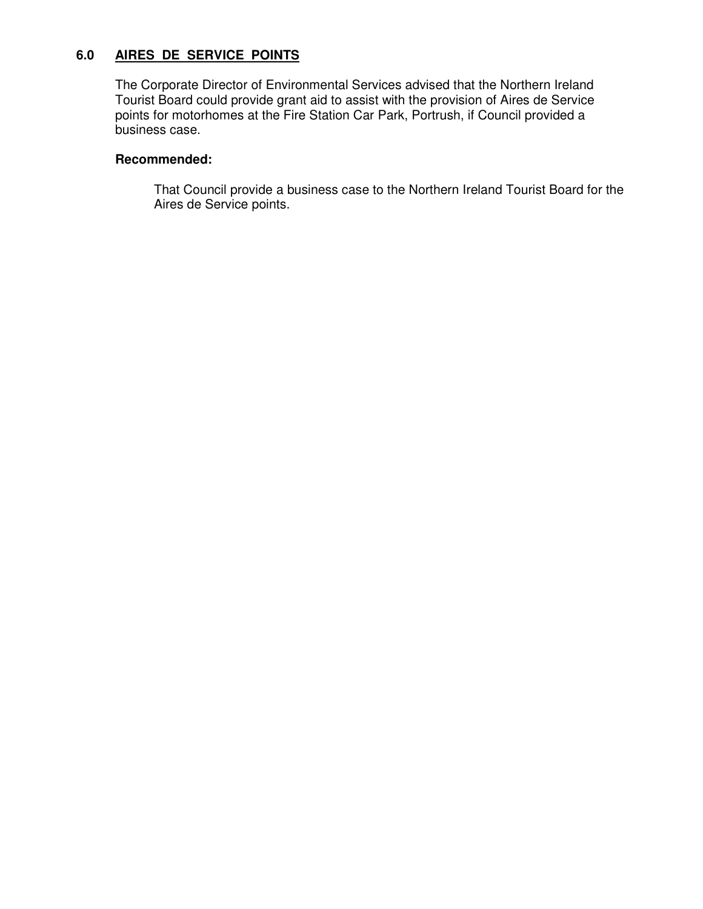## 6.0 AIRES DE SERVICE POINTS

The Corporate Director of Environmental Services advised that the Northern Ireland Tourist Board could provide grant aid to assist with the provision of Aires de Service points for motorhomes at the Fire Station Car Park, Portrush, if Council provided a business case.

**Recommended:**

That Council provide a business case to the Northern Ireland Tourist Board for the Aires de Service points.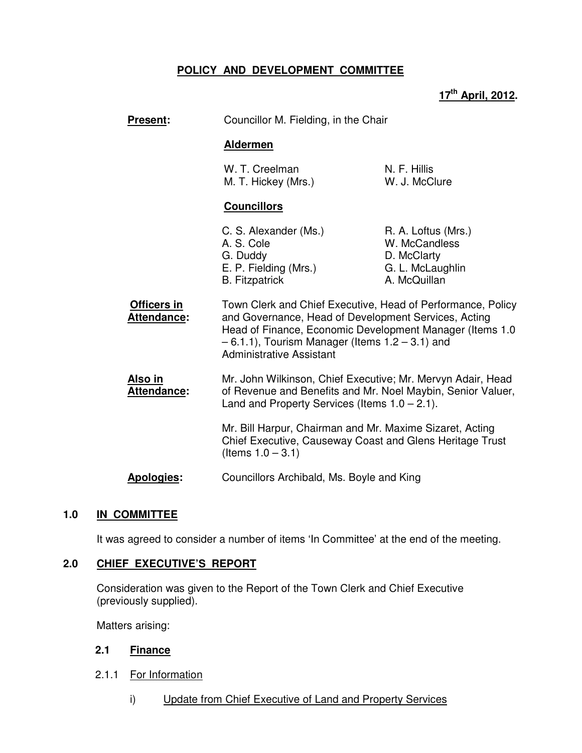# POLICY AND DEVELOPMENT COMMITTEE

**17th April, 2012.**

**Present:** Councillor M. Fielding, in the Chair

**Aldermen**

| | |
|---|---|
| W. T. Creelman | N. F. Hillis |
| M. T. Hickey (Mrs.) | W. J. McClure |

**Councillors**

| | |
|---|---|
| C. S. Alexander (Ms.) | R. A. Loftus (Mrs.) |
| A. S. Cole | W. McCandless |
| G. Duddy | D. McClarty |
| E. P. Fielding (Mrs.) | G. L. McLaughlin |
| B. Fitzpatrick | A. McQuillan |

**Officers in Attendance:** Town Clerk and Chief Executive, Head of Performance, Policy and Governance, Head of Development Services, Acting Head of Finance, Economic Development Manager (Items 1.0 – 6.1.1), Tourism Manager (Items 1.2 – 3.1) and Administrative Assistant

**Also in Attendance:** Mr. John Wilkinson, Chief Executive; Mr. Mervyn Adair, Head of Revenue and Benefits and Mr. Noel Maybin, Senior Valuer, Land and Property Services (Items 1.0 – 2.1).

Mr. Bill Harpur, Chairman and Mr. Maxime Sizaret, Acting Chief Executive, Causeway Coast and Glens Heritage Trust (Items 1.0 – 3.1)

**Apologies:** Councillors Archibald, Ms. Boyle and King

## 1.0 IN COMMITTEE

It was agreed to consider a number of items 'In Committee' at the end of the meeting.

## 2.0 CHIEF EXECUTIVE'S REPORT

Consideration was given to the Report of the Town Clerk and Chief Executive (previously supplied).

Matters arising:

### 2.1 Finance

2.1.1 For Information

i) Update from Chief Executive of Land and Property Services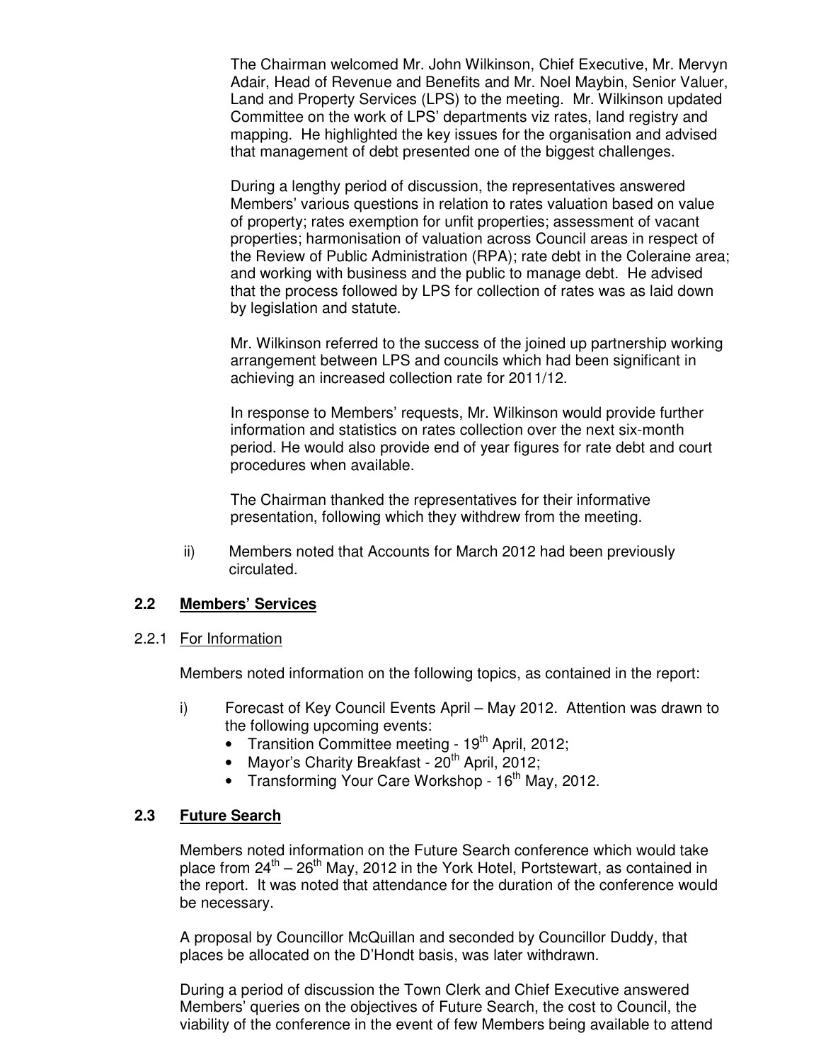The Chairman welcomed Mr. John Wilkinson, Chief Executive, Mr. Mervyn Adair, Head of Revenue and Benefits and Mr. Noel Maybin, Senior Valuer, Land and Property Services (LPS) to the meeting. Mr. Wilkinson updated Committee on the work of LPS' departments viz rates, land registry and mapping. He highlighted the key issues for the organisation and advised that management of debt presented one of the biggest challenges.

During a lengthy period of discussion, the representatives answered Members' various questions in relation to rates valuation based on value of property; rates exemption for unfit properties; assessment of vacant properties; harmonisation of valuation across Council areas in respect of the Review of Public Administration (RPA); rate debt in the Coleraine area; and working with business and the public to manage debt. He advised that the process followed by LPS for collection of rates was as laid down by legislation and statute.

Mr. Wilkinson referred to the success of the joined up partnership working arrangement between LPS and councils which had been significant in achieving an increased collection rate for 2011/12.

In response to Members' requests, Mr. Wilkinson would provide further information and statistics on rates collection over the next six-month period. He would also provide end of year figures for rate debt and court procedures when available.

The Chairman thanked the representatives for their informative presentation, following which they withdrew from the meeting.

ii) Members noted that Accounts for March 2012 had been previously circulated.

### 2.2 Members' Services

2.2.1 For Information

Members noted information on the following topics, as contained in the report:

i) Forecast of Key Council Events April – May 2012. Attention was drawn to the following upcoming events:
- Transition Committee meeting - 19th April, 2012;
- Mayor's Charity Breakfast - 20th April, 2012;
- Transforming Your Care Workshop - 16th May, 2012.

### 2.3 Future Search

Members noted information on the Future Search conference which would take place from 24th – 26th May, 2012 in the York Hotel, Portstewart, as contained in the report. It was noted that attendance for the duration of the conference would be necessary.

A proposal by Councillor McQuillan and seconded by Councillor Duddy, that places be allocated on the D'Hondt basis, was later withdrawn.

During a period of discussion the Town Clerk and Chief Executive answered Members' queries on the objectives of Future Search, the cost to Council, the viability of the conference in the event of few Members being available to attend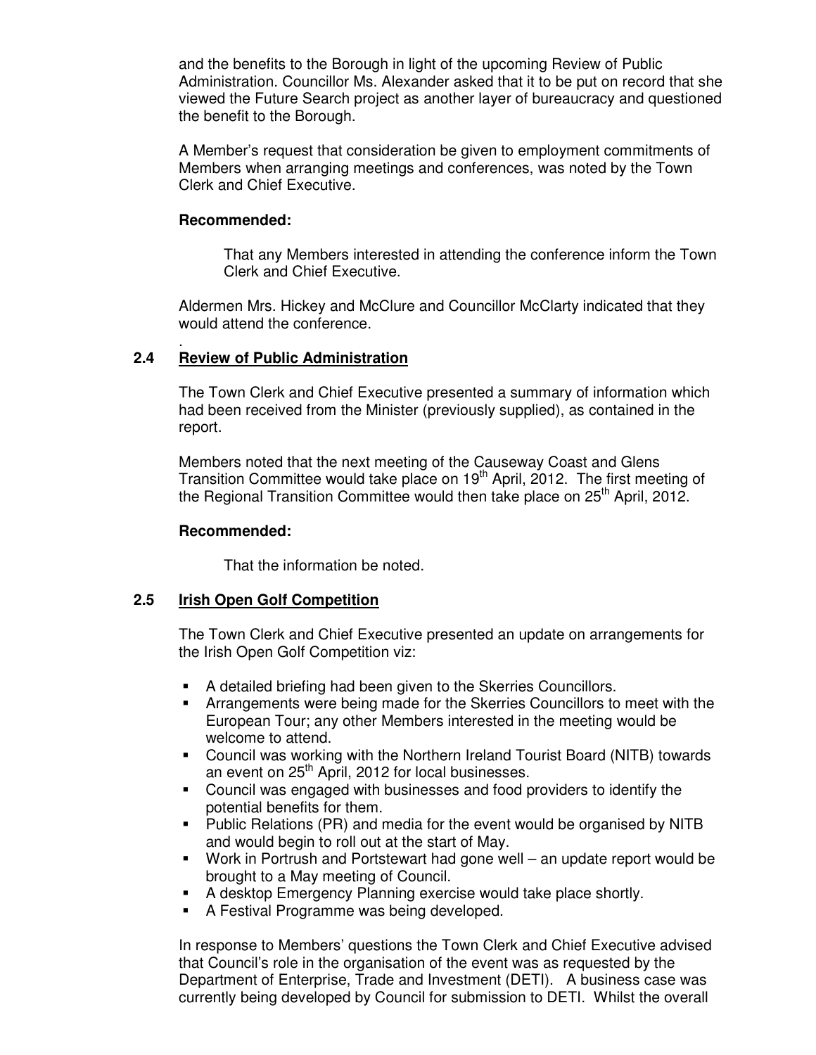and the benefits to the Borough in light of the upcoming Review of Public Administration. Councillor Ms. Alexander asked that it to be put on record that she viewed the Future Search project as another layer of bureaucracy and questioned the benefit to the Borough.

A Member's request that consideration be given to employment commitments of Members when arranging meetings and conferences, was noted by the Town Clerk and Chief Executive.

**Recommended:**

That any Members interested in attending the conference inform the Town Clerk and Chief Executive.

Aldermen Mrs. Hickey and McClure and Councillor McClarty indicated that they would attend the conference.

.

## 2.4 Review of Public Administration

The Town Clerk and Chief Executive presented a summary of information which had been received from the Minister (previously supplied), as contained in the report.

Members noted that the next meeting of the Causeway Coast and Glens Transition Committee would take place on 19th April, 2012. The first meeting of the Regional Transition Committee would then take place on 25th April, 2012.

**Recommended:**

That the information be noted.

## 2.5 Irish Open Golf Competition

The Town Clerk and Chief Executive presented an update on arrangements for the Irish Open Golf Competition viz:

- A detailed briefing had been given to the Skerries Councillors.
- Arrangements were being made for the Skerries Councillors to meet with the European Tour; any other Members interested in the meeting would be welcome to attend.
- Council was working with the Northern Ireland Tourist Board (NITB) towards an event on 25th April, 2012 for local businesses.
- Council was engaged with businesses and food providers to identify the potential benefits for them.
- Public Relations (PR) and media for the event would be organised by NITB and would begin to roll out at the start of May.
- Work in Portrush and Portstewart had gone well – an update report would be brought to a May meeting of Council.
- A desktop Emergency Planning exercise would take place shortly.
- A Festival Programme was being developed.

In response to Members' questions the Town Clerk and Chief Executive advised that Council's role in the organisation of the event was as requested by the Department of Enterprise, Trade and Investment (DETI). A business case was currently being developed by Council for submission to DETI. Whilst the overall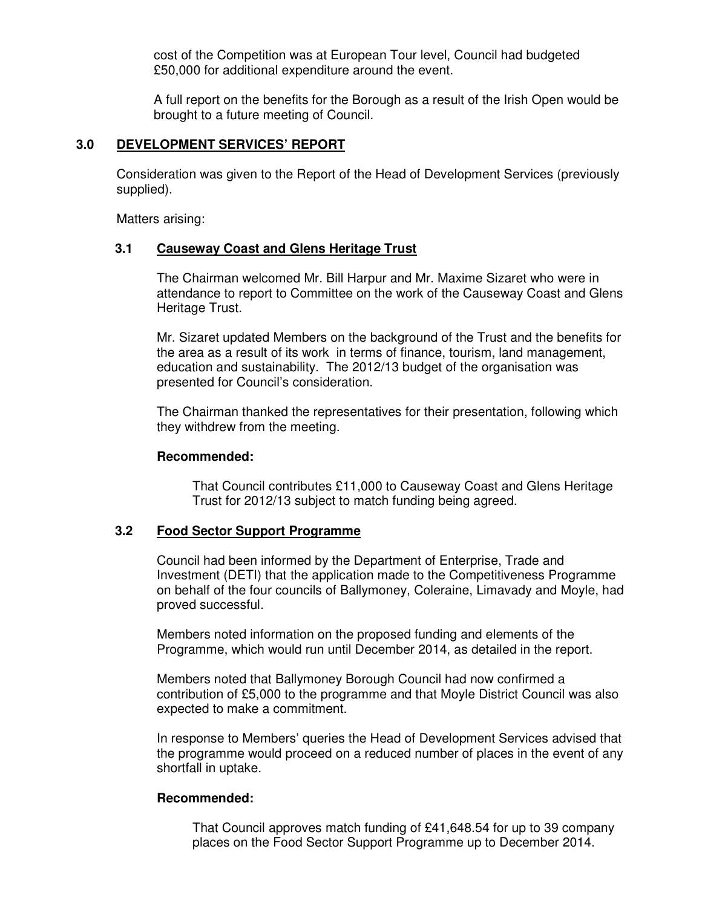cost of the Competition was at European Tour level, Council had budgeted £50,000 for additional expenditure around the event.

A full report on the benefits for the Borough as a result of the Irish Open would be brought to a future meeting of Council.

## 3.0 DEVELOPMENT SERVICES' REPORT

Consideration was given to the Report of the Head of Development Services (previously supplied).

Matters arising:

### 3.1 Causeway Coast and Glens Heritage Trust

The Chairman welcomed Mr. Bill Harpur and Mr. Maxime Sizaret who were in attendance to report to Committee on the work of the Causeway Coast and Glens Heritage Trust.

Mr. Sizaret updated Members on the background of the Trust and the benefits for the area as a result of its work in terms of finance, tourism, land management, education and sustainability. The 2012/13 budget of the organisation was presented for Council's consideration.

The Chairman thanked the representatives for their presentation, following which they withdrew from the meeting.

**Recommended:**

That Council contributes £11,000 to Causeway Coast and Glens Heritage Trust for 2012/13 subject to match funding being agreed.

### 3.2 Food Sector Support Programme

Council had been informed by the Department of Enterprise, Trade and Investment (DETI) that the application made to the Competitiveness Programme on behalf of the four councils of Ballymoney, Coleraine, Limavady and Moyle, had proved successful.

Members noted information on the proposed funding and elements of the Programme, which would run until December 2014, as detailed in the report.

Members noted that Ballymoney Borough Council had now confirmed a contribution of £5,000 to the programme and that Moyle District Council was also expected to make a commitment.

In response to Members' queries the Head of Development Services advised that the programme would proceed on a reduced number of places in the event of any shortfall in uptake.

**Recommended:**

That Council approves match funding of £41,648.54 for up to 39 company places on the Food Sector Support Programme up to December 2014.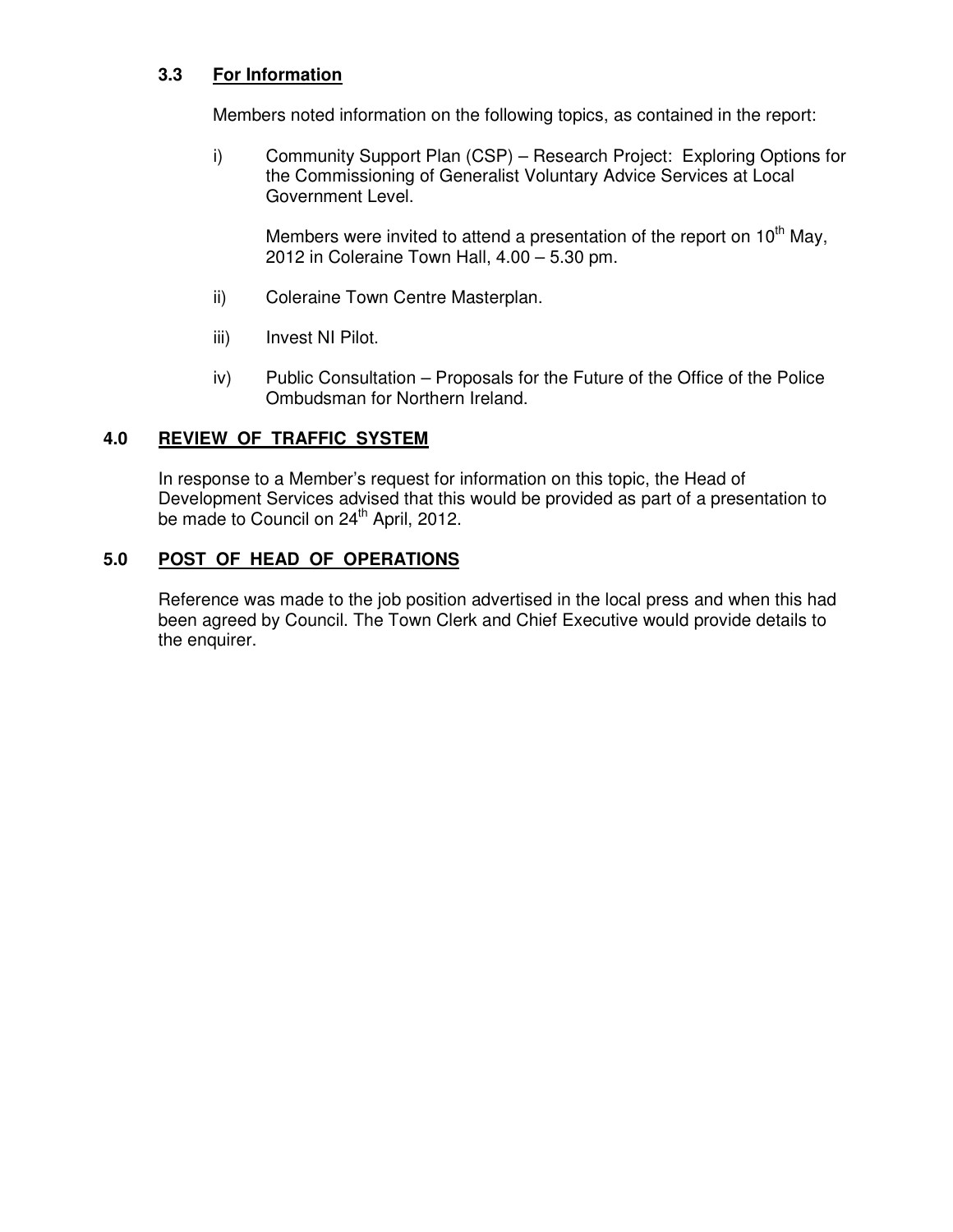### 3.3 For Information

Members noted information on the following topics, as contained in the report:

i) Community Support Plan (CSP) – Research Project: Exploring Options for the Commissioning of Generalist Voluntary Advice Services at Local Government Level.

Members were invited to attend a presentation of the report on 10th May, 2012 in Coleraine Town Hall, 4.00 – 5.30 pm.

ii) Coleraine Town Centre Masterplan.

iii) Invest NI Pilot.

iv) Public Consultation – Proposals for the Future of the Office of the Police Ombudsman for Northern Ireland.

## 4.0 REVIEW OF TRAFFIC SYSTEM

In response to a Member's request for information on this topic, the Head of Development Services advised that this would be provided as part of a presentation to be made to Council on 24th April, 2012.

## 5.0 POST OF HEAD OF OPERATIONS

Reference was made to the job position advertised in the local press and when this had been agreed by Council. The Town Clerk and Chief Executive would provide details to the enquirer.